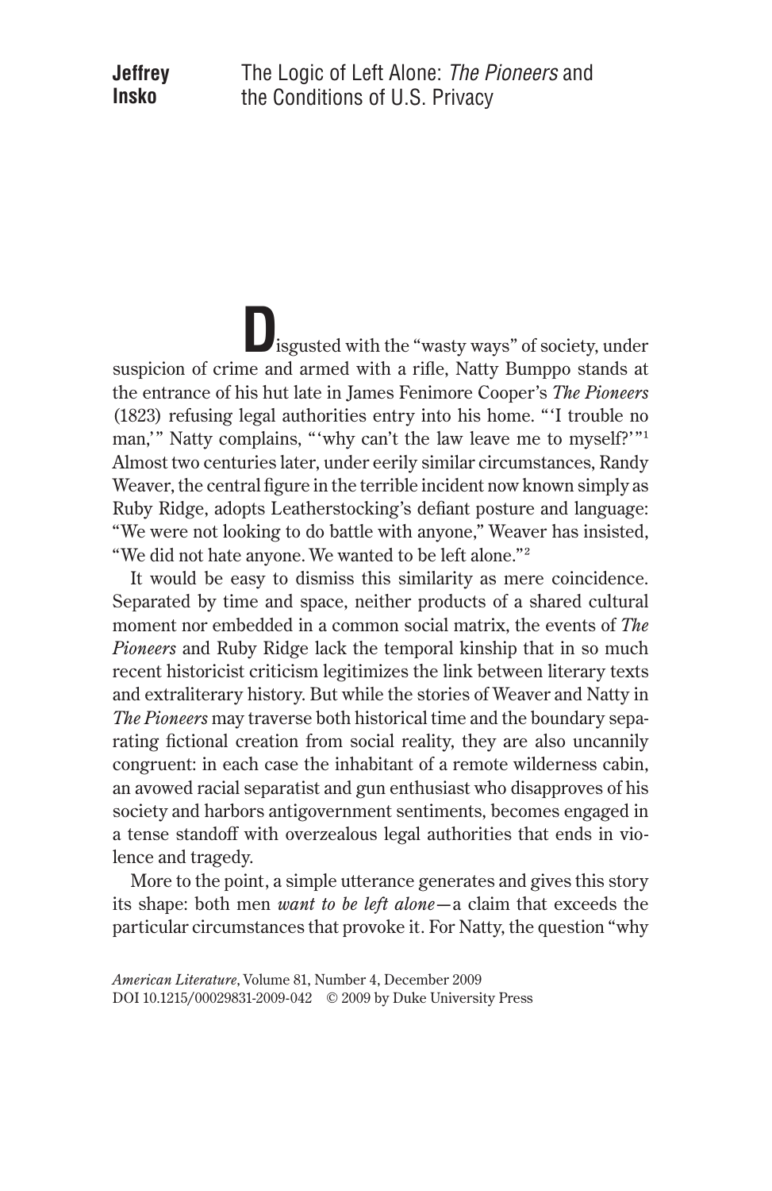**Jeffrey Insko**

# The Logic of Left Alone: *The Pioneers* and the Conditions of U.S. Privacy

Disgusted with the "wasty ways" of society, under suspicion of crime and armed with a rifle, Natty Bumppo stands at the entrance of his hut late in James Fenimore Cooper's *The Pioneers* (1823) refusing legal authorities entry into his home. "'I trouble no man,'" Natty complains, "'why can't the law leave me to myself?'"[1] Almost two centuries later, under eerily similar circumstances, Randy Weaver, the central figure in the terrible incident now known simply as Ruby Ridge, adopts Leatherstocking's defiant posture and language: "We were not looking to do battle with anyone," Weaver has insisted, "We did not hate anyone. We wanted to be left alone."[2]

It would be easy to dismiss this similarity as mere coincidence. Separated by time and space, neither products of a shared cultural moment nor embedded in a common social matrix, the events of *The Pioneers* and Ruby Ridge lack the temporal kinship that in so much recent historicist criticism legitimizes the link between literary texts and extraliterary history. But while the stories of Weaver and Natty in *The Pioneers* may traverse both historical time and the boundary separating fictional creation from social reality, they are also uncannily congruent: in each case the inhabitant of a remote wilderness cabin, an avowed racial separatist and gun enthusiast who disapproves of his society and harbors antigovernment sentiments, becomes engaged in a tense standoff with overzealous legal authorities that ends in violence and tragedy.

More to the point, a simple utterance generates and gives this story its shape: both men *want to be left alone*—a claim that exceeds the particular circumstances that provoke it. For Natty, the question "why

*American Literature*, Volume 81, Number 4, December 2009
DOI 10.1215/00029831-2009-042 © 2009 by Duke University Press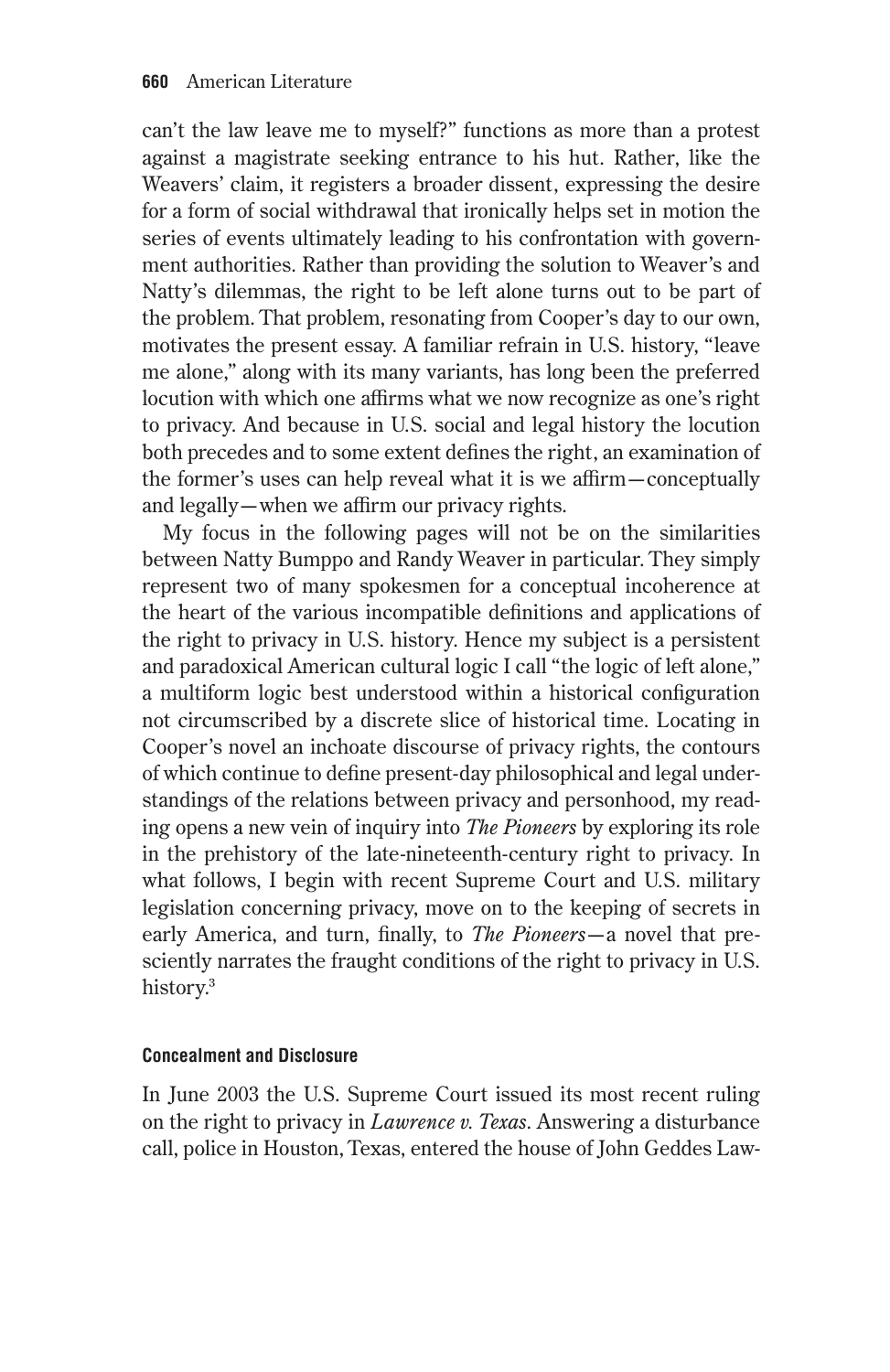can't the law leave me to myself?" functions as more than a protest against a magistrate seeking entrance to his hut. Rather, like the Weavers' claim, it registers a broader dissent, expressing the desire for a form of social withdrawal that ironically helps set in motion the series of events ultimately leading to his confrontation with government authorities. Rather than providing the solution to Weaver's and Natty's dilemmas, the right to be left alone turns out to be part of the problem. That problem, resonating from Cooper's day to our own, motivates the present essay. A familiar refrain in U.S. history, "leave me alone," along with its many variants, has long been the preferred locution with which one affirms what we now recognize as one's right to privacy. And because in U.S. social and legal history the locution both precedes and to some extent defines the right, an examination of the former's uses can help reveal what it is we affirm—conceptually and legally—when we affirm our privacy rights.

My focus in the following pages will not be on the similarities between Natty Bumppo and Randy Weaver in particular. They simply represent two of many spokesmen for a conceptual incoherence at the heart of the various incompatible definitions and applications of the right to privacy in U.S. history. Hence my subject is a persistent and paradoxical American cultural logic I call "the logic of left alone," a multiform logic best understood within a historical configuration not circumscribed by a discrete slice of historical time. Locating in Cooper's novel an inchoate discourse of privacy rights, the contours of which continue to define present-day philosophical and legal understandings of the relations between privacy and personhood, my reading opens a new vein of inquiry into *The Pioneers* by exploring its role in the prehistory of the late-nineteenth-century right to privacy. In what follows, I begin with recent Supreme Court and U.S. military legislation concerning privacy, move on to the keeping of secrets in early America, and turn, finally, to *The Pioneers*—a novel that presciently narrates the fraught conditions of the right to privacy in U.S. history.[3]

#### Concealment and Disclosure

In June 2003 the U.S. Supreme Court issued its most recent ruling on the right to privacy in *Lawrence v. Texas*. Answering a disturbance call, police in Houston, Texas, entered the house of John Geddes Law-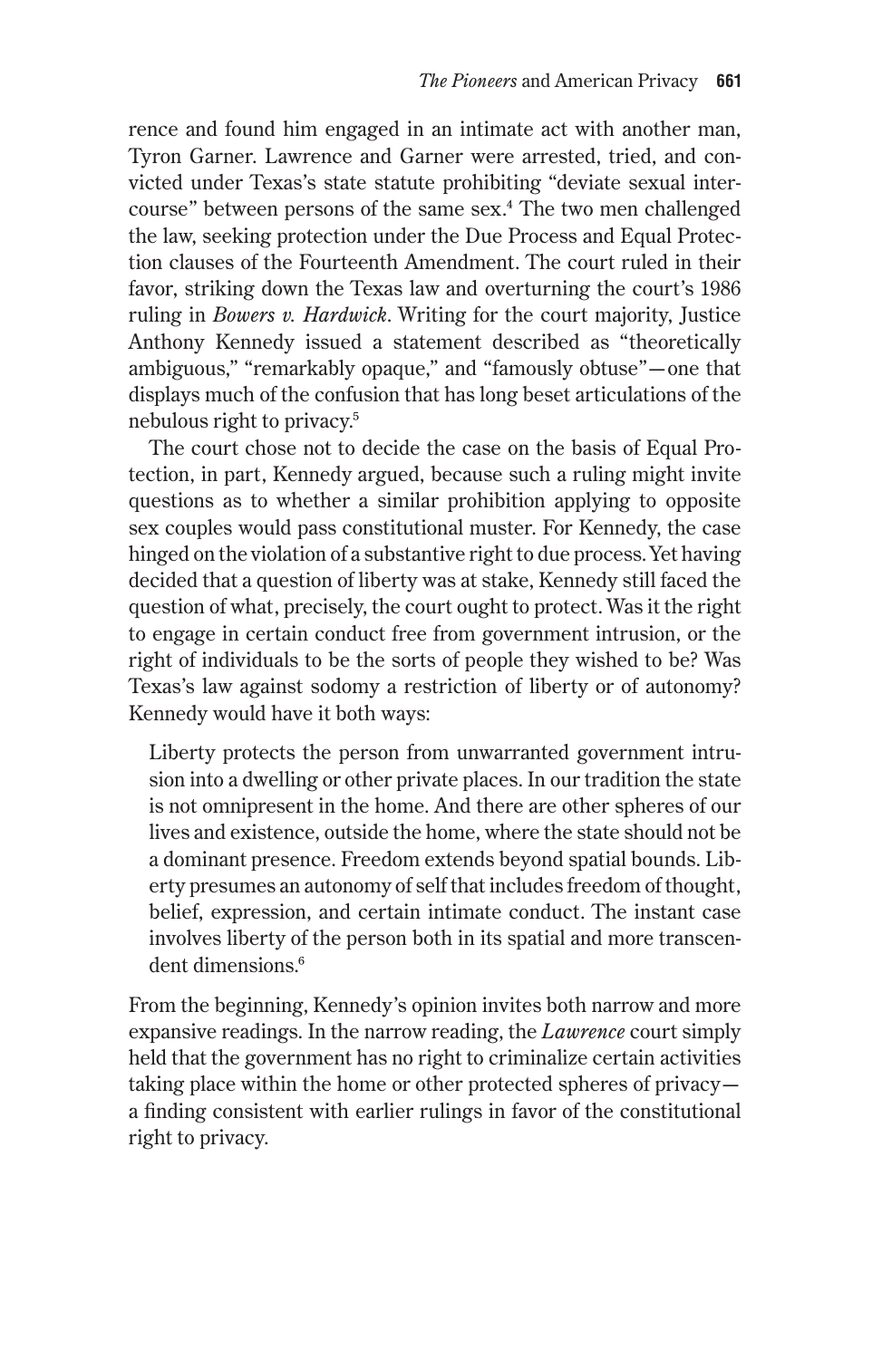rence and found him engaged in an intimate act with another man, Tyron Garner. Lawrence and Garner were arrested, tried, and convicted under Texas's state statute prohibiting "deviate sexual intercourse" between persons of the same sex.[4] The two men challenged the law, seeking protection under the Due Process and Equal Protection clauses of the Fourteenth Amendment. The court ruled in their favor, striking down the Texas law and overturning the court's 1986 ruling in *Bowers v. Hardwick*. Writing for the court majority, Justice Anthony Kennedy issued a statement described as "theoretically ambiguous," "remarkably opaque," and "famously obtuse"—one that displays much of the confusion that has long beset articulations of the nebulous right to privacy.[5]

The court chose not to decide the case on the basis of Equal Protection, in part, Kennedy argued, because such a ruling might invite questions as to whether a similar prohibition applying to opposite sex couples would pass constitutional muster. For Kennedy, the case hinged on the violation of a substantive right to due process. Yet having decided that a question of liberty was at stake, Kennedy still faced the question of what, precisely, the court ought to protect. Was it the right to engage in certain conduct free from government intrusion, or the right of individuals to be the sorts of people they wished to be? Was Texas's law against sodomy a restriction of liberty or of autonomy? Kennedy would have it both ways:

> Liberty protects the person from unwarranted government intrusion into a dwelling or other private places. In our tradition the state is not omnipresent in the home. And there are other spheres of our lives and existence, outside the home, where the state should not be a dominant presence. Freedom extends beyond spatial bounds. Liberty presumes an autonomy of self that includes freedom of thought, belief, expression, and certain intimate conduct. The instant case involves liberty of the person both in its spatial and more transcendent dimensions.[6]

From the beginning, Kennedy's opinion invites both narrow and more expansive readings. In the narrow reading, the *Lawrence* court simply held that the government has no right to criminalize certain activities taking place within the home or other protected spheres of privacy—a finding consistent with earlier rulings in favor of the constitutional right to privacy.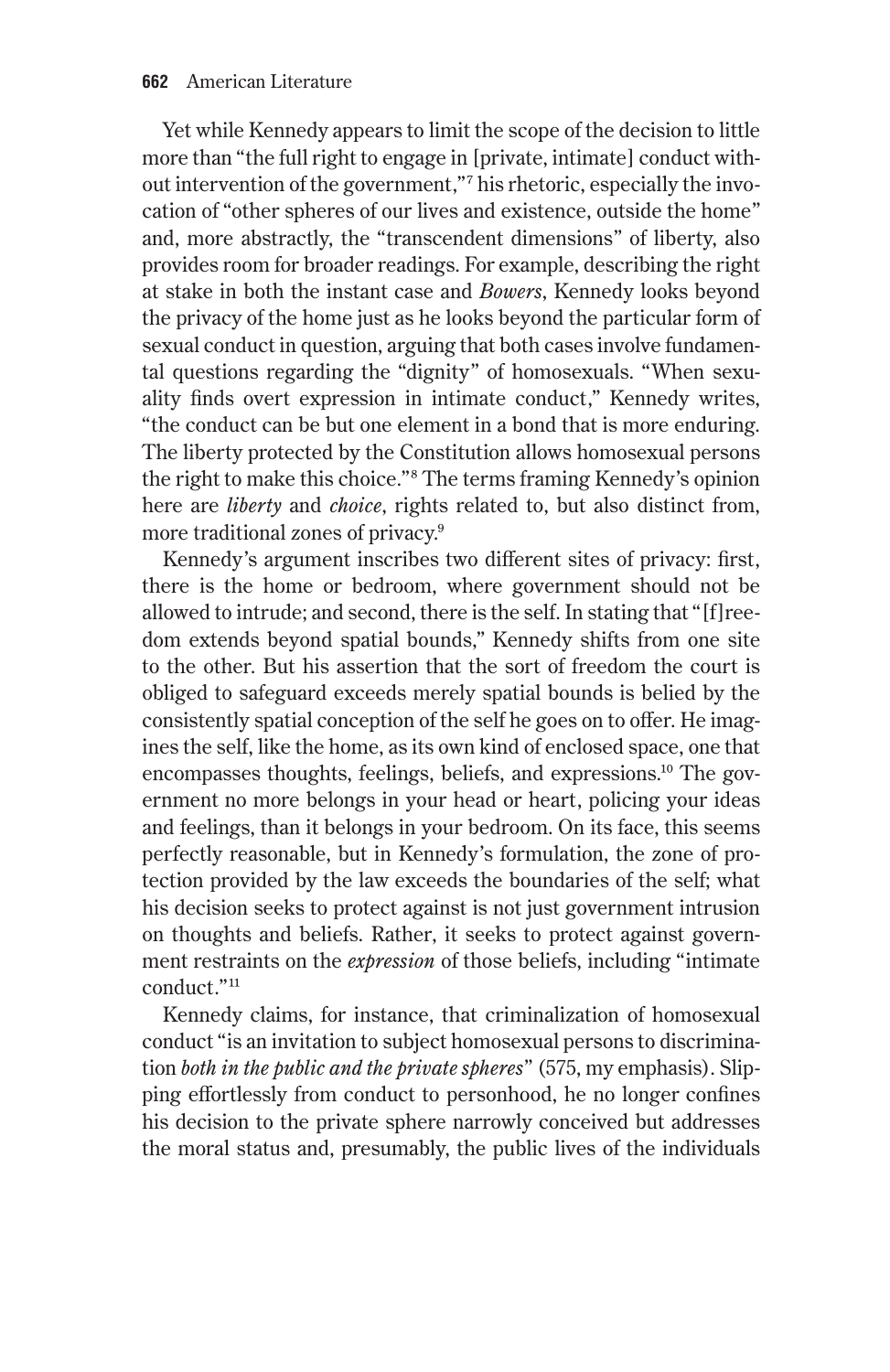Yet while Kennedy appears to limit the scope of the decision to little more than "the full right to engage in [private, intimate] conduct without intervention of the government,"[7] his rhetoric, especially the invocation of "other spheres of our lives and existence, outside the home" and, more abstractly, the "transcendent dimensions" of liberty, also provides room for broader readings. For example, describing the right at stake in both the instant case and *Bowers*, Kennedy looks beyond the privacy of the home just as he looks beyond the particular form of sexual conduct in question, arguing that both cases involve fundamental questions regarding the "dignity" of homosexuals. "When sexuality finds overt expression in intimate conduct," Kennedy writes, "the conduct can be but one element in a bond that is more enduring. The liberty protected by the Constitution allows homosexual persons the right to make this choice."[8] The terms framing Kennedy's opinion here are *liberty* and *choice*, rights related to, but also distinct from, more traditional zones of privacy.[9]

Kennedy's argument inscribes two different sites of privacy: first, there is the home or bedroom, where government should not be allowed to intrude; and second, there is the self. In stating that "[f]reedom extends beyond spatial bounds," Kennedy shifts from one site to the other. But his assertion that the sort of freedom the court is obliged to safeguard exceeds merely spatial bounds is belied by the consistently spatial conception of the self he goes on to offer. He imagines the self, like the home, as its own kind of enclosed space, one that encompasses thoughts, feelings, beliefs, and expressions.[10] The government no more belongs in your head or heart, policing your ideas and feelings, than it belongs in your bedroom. On its face, this seems perfectly reasonable, but in Kennedy's formulation, the zone of protection provided by the law exceeds the boundaries of the self; what his decision seeks to protect against is not just government intrusion on thoughts and beliefs. Rather, it seeks to protect against government restraints on the *expression* of those beliefs, including "intimate conduct."[11]

Kennedy claims, for instance, that criminalization of homosexual conduct "is an invitation to subject homosexual persons to discrimination *both in the public and the private spheres*" (575, my emphasis). Slipping effortlessly from conduct to personhood, he no longer confines his decision to the private sphere narrowly conceived but addresses the moral status and, presumably, the public lives of the individuals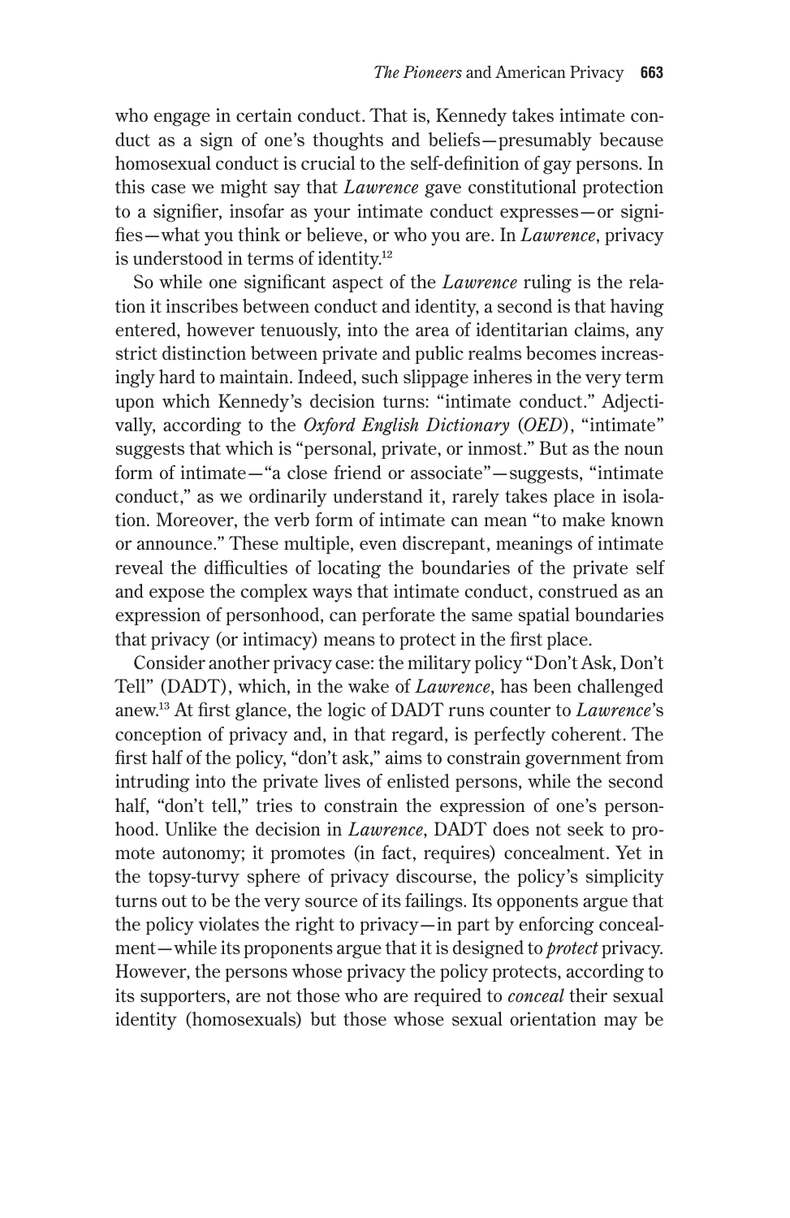who engage in certain conduct. That is, Kennedy takes intimate conduct as a sign of one's thoughts and beliefs—presumably because homosexual conduct is crucial to the self-definition of gay persons. In this case we might say that *Lawrence* gave constitutional protection to a signifier, insofar as your intimate conduct expresses—or signifies—what you think or believe, or who you are. In *Lawrence*, privacy is understood in terms of identity.[12]

So while one significant aspect of the *Lawrence* ruling is the relation it inscribes between conduct and identity, a second is that having entered, however tenuously, into the area of identitarian claims, any strict distinction between private and public realms becomes increasingly hard to maintain. Indeed, such slippage inheres in the very term upon which Kennedy's decision turns: "intimate conduct." Adjectivally, according to the *Oxford English Dictionary* (*OED*), "intimate" suggests that which is "personal, private, or inmost." But as the noun form of intimate—"a close friend or associate"—suggests, "intimate conduct," as we ordinarily understand it, rarely takes place in isolation. Moreover, the verb form of intimate can mean "to make known or announce." These multiple, even discrepant, meanings of intimate reveal the difficulties of locating the boundaries of the private self and expose the complex ways that intimate conduct, construed as an expression of personhood, can perforate the same spatial boundaries that privacy (or intimacy) means to protect in the first place.

Consider another privacy case: the military policy "Don't Ask, Don't Tell" (DADT), which, in the wake of *Lawrence*, has been challenged anew.[13] At first glance, the logic of DADT runs counter to *Lawrence*'s conception of privacy and, in that regard, is perfectly coherent. The first half of the policy, "don't ask," aims to constrain government from intruding into the private lives of enlisted persons, while the second half, "don't tell," tries to constrain the expression of one's personhood. Unlike the decision in *Lawrence*, DADT does not seek to promote autonomy; it promotes (in fact, requires) concealment. Yet in the topsy-turvy sphere of privacy discourse, the policy's simplicity turns out to be the very source of its failings. Its opponents argue that the policy violates the right to privacy—in part by enforcing concealment—while its proponents argue that it is designed to *protect* privacy. However, the persons whose privacy the policy protects, according to its supporters, are not those who are required to *conceal* their sexual identity (homosexuals) but those whose sexual orientation may be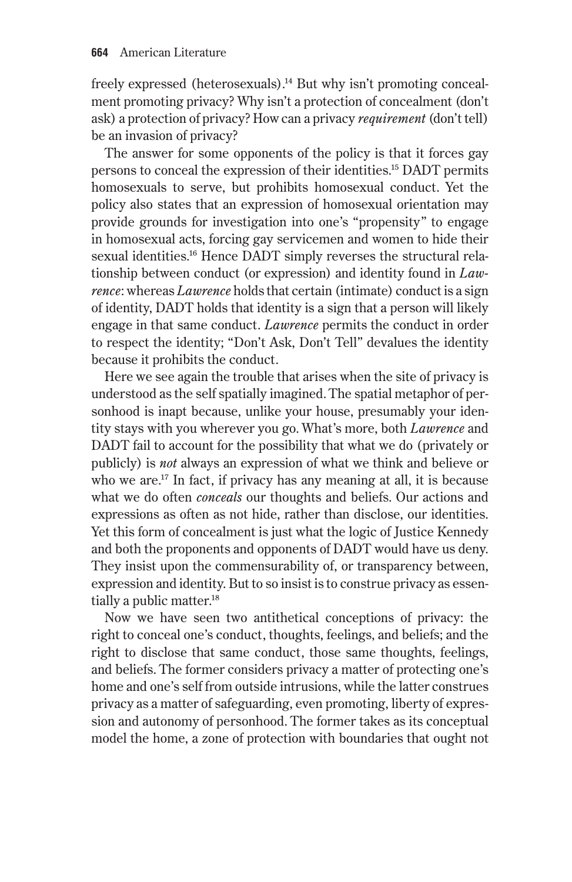freely expressed (heterosexuals).[14] But why isn't promoting concealment promoting privacy? Why isn't a protection of concealment (don't ask) a protection of privacy? How can a privacy *requirement* (don't tell) be an invasion of privacy?

The answer for some opponents of the policy is that it forces gay persons to conceal the expression of their identities.[15] DADT permits homosexuals to serve, but prohibits homosexual conduct. Yet the policy also states that an expression of homosexual orientation may provide grounds for investigation into one's "propensity" to engage in homosexual acts, forcing gay servicemen and women to hide their sexual identities.[16] Hence DADT simply reverses the structural relationship between conduct (or expression) and identity found in *Lawrence*: whereas *Lawrence* holds that certain (intimate) conduct is a sign of identity, DADT holds that identity is a sign that a person will likely engage in that same conduct. *Lawrence* permits the conduct in order to respect the identity; "Don't Ask, Don't Tell" devalues the identity because it prohibits the conduct.

Here we see again the trouble that arises when the site of privacy is understood as the self spatially imagined. The spatial metaphor of personhood is inapt because, unlike your house, presumably your identity stays with you wherever you go. What's more, both *Lawrence* and DADT fail to account for the possibility that what we do (privately or publicly) is *not* always an expression of what we think and believe or who we are.[17] In fact, if privacy has any meaning at all, it is because what we do often *conceals* our thoughts and beliefs. Our actions and expressions as often as not hide, rather than disclose, our identities. Yet this form of concealment is just what the logic of Justice Kennedy and both the proponents and opponents of DADT would have us deny. They insist upon the commensurability of, or transparency between, expression and identity. But to so insist is to construe privacy as essentially a public matter.[18]

Now we have seen two antithetical conceptions of privacy: the right to conceal one's conduct, thoughts, feelings, and beliefs; and the right to disclose that same conduct, those same thoughts, feelings, and beliefs. The former considers privacy a matter of protecting one's home and one's self from outside intrusions, while the latter construes privacy as a matter of safeguarding, even promoting, liberty of expression and autonomy of personhood. The former takes as its conceptual model the home, a zone of protection with boundaries that ought not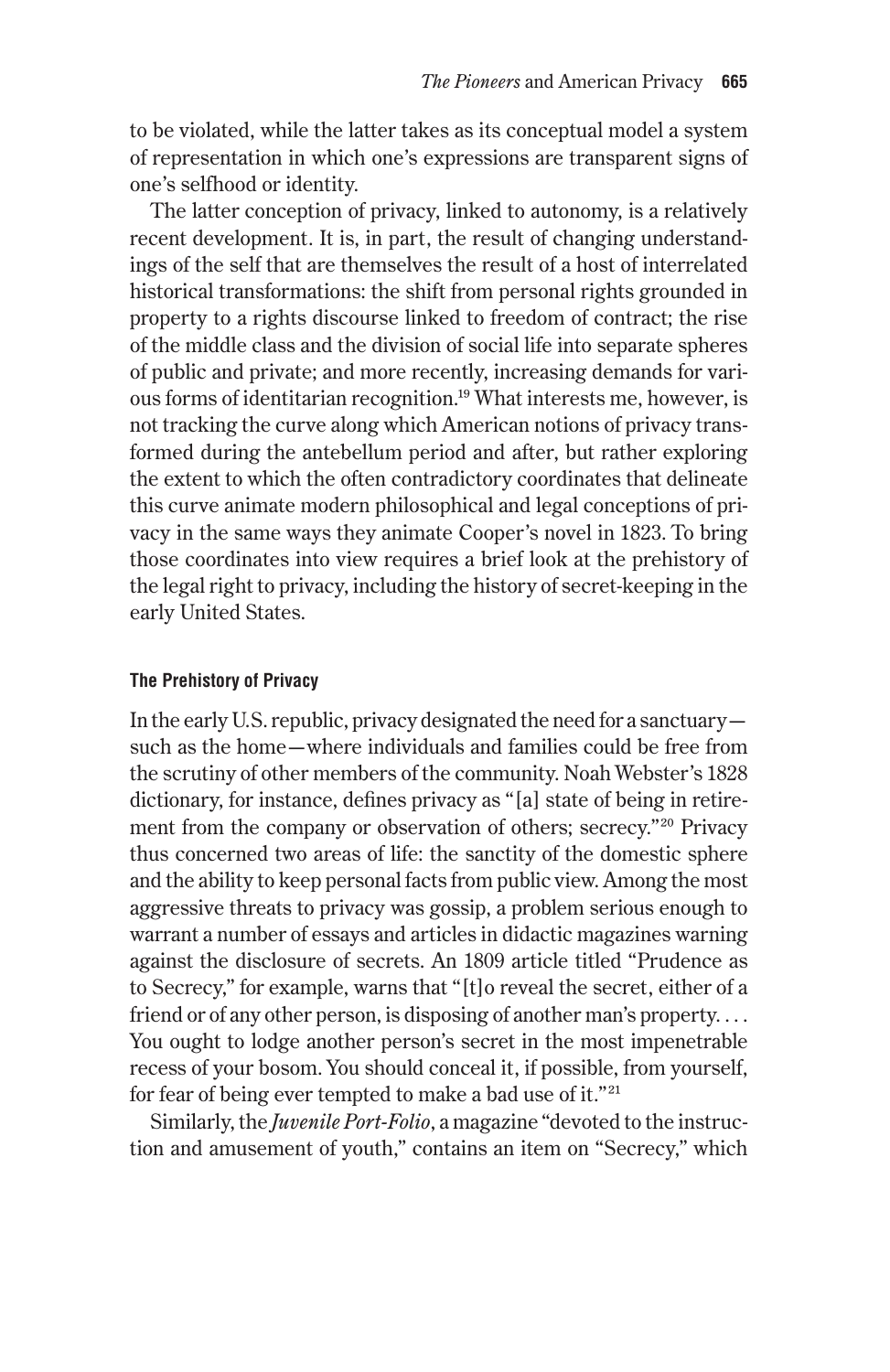to be violated, while the latter takes as its conceptual model a system of representation in which one's expressions are transparent signs of one's selfhood or identity.

The latter conception of privacy, linked to autonomy, is a relatively recent development. It is, in part, the result of changing understandings of the self that are themselves the result of a host of interrelated historical transformations: the shift from personal rights grounded in property to a rights discourse linked to freedom of contract; the rise of the middle class and the division of social life into separate spheres of public and private; and more recently, increasing demands for various forms of identitarian recognition.[19] What interests me, however, is not tracking the curve along which American notions of privacy transformed during the antebellum period and after, but rather exploring the extent to which the often contradictory coordinates that delineate this curve animate modern philosophical and legal conceptions of privacy in the same ways they animate Cooper's novel in 1823. To bring those coordinates into view requires a brief look at the prehistory of the legal right to privacy, including the history of secret-keeping in the early United States.

#### The Prehistory of Privacy

In the early U.S. republic, privacy designated the need for a sanctuary—such as the home—where individuals and families could be free from the scrutiny of other members of the community. Noah Webster's 1828 dictionary, for instance, defines privacy as "[a] state of being in retirement from the company or observation of others; secrecy."[20] Privacy thus concerned two areas of life: the sanctity of the domestic sphere and the ability to keep personal facts from public view. Among the most aggressive threats to privacy was gossip, a problem serious enough to warrant a number of essays and articles in didactic magazines warning against the disclosure of secrets. An 1809 article titled "Prudence as to Secrecy," for example, warns that "[t]o reveal the secret, either of a friend or of any other person, is disposing of another man's property. . . . You ought to lodge another person's secret in the most impenetrable recess of your bosom. You should conceal it, if possible, from yourself, for fear of being ever tempted to make a bad use of it."[21]

Similarly, the *Juvenile Port-Folio*, a magazine "devoted to the instruction and amusement of youth," contains an item on "Secrecy," which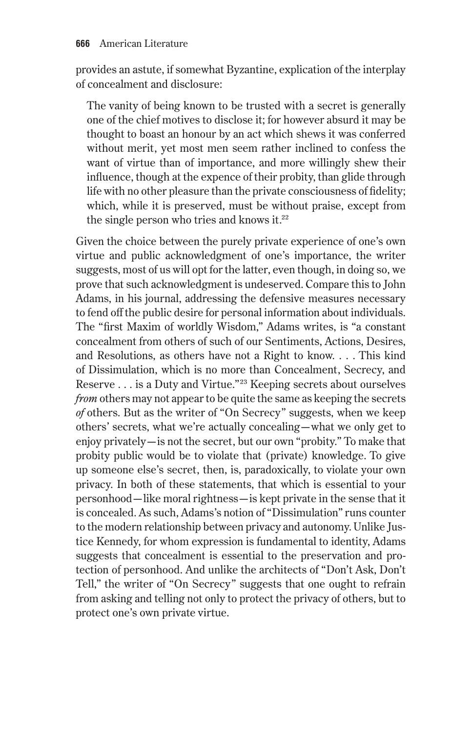provides an astute, if somewhat Byzantine, explication of the interplay of concealment and disclosure:

> The vanity of being known to be trusted with a secret is generally one of the chief motives to disclose it; for however absurd it may be thought to boast an honour by an act which shews it was conferred without merit, yet most men seem rather inclined to confess the want of virtue than of importance, and more willingly shew their influence, though at the expence of their probity, than glide through life with no other pleasure than the private consciousness of fidelity; which, while it is preserved, must be without praise, except from the single person who tries and knows it.[22]

Given the choice between the purely private experience of one's own virtue and public acknowledgment of one's importance, the writer suggests, most of us will opt for the latter, even though, in doing so, we prove that such acknowledgment is undeserved. Compare this to John Adams, in his journal, addressing the defensive measures necessary to fend off the public desire for personal information about individuals. The "first Maxim of worldly Wisdom," Adams writes, is "a constant concealment from others of such of our Sentiments, Actions, Desires, and Resolutions, as others have not a Right to know. . . . This kind of Dissimulation, which is no more than Concealment, Secrecy, and Reserve . . . is a Duty and Virtue."[23] Keeping secrets about ourselves *from* others may not appear to be quite the same as keeping the secrets *of* others. But as the writer of "On Secrecy" suggests, when we keep others' secrets, what we're actually concealing—what we only get to enjoy privately—is not the secret, but our own "probity." To make that probity public would be to violate that (private) knowledge. To give up someone else's secret, then, is, paradoxically, to violate your own privacy. In both of these statements, that which is essential to your personhood—like moral rightness—is kept private in the sense that it is concealed. As such, Adams's notion of "Dissimulation" runs counter to the modern relationship between privacy and autonomy. Unlike Justice Kennedy, for whom expression is fundamental to identity, Adams suggests that concealment is essential to the preservation and protection of personhood. And unlike the architects of "Don't Ask, Don't Tell," the writer of "On Secrecy" suggests that one ought to refrain from asking and telling not only to protect the privacy of others, but to protect one's own private virtue.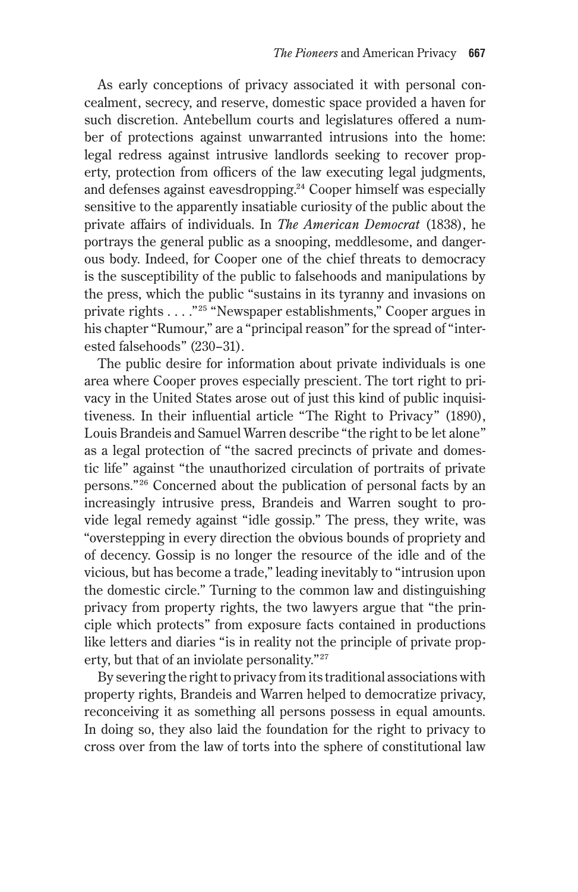As early conceptions of privacy associated it with personal concealment, secrecy, and reserve, domestic space provided a haven for such discretion. Antebellum courts and legislatures offered a number of protections against unwarranted intrusions into the home: legal redress against intrusive landlords seeking to recover property, protection from officers of the law executing legal judgments, and defenses against eavesdropping.[24] Cooper himself was especially sensitive to the apparently insatiable curiosity of the public about the private affairs of individuals. In *The American Democrat* (1838), he portrays the general public as a snooping, meddlesome, and dangerous body. Indeed, for Cooper one of the chief threats to democracy is the susceptibility of the public to falsehoods and manipulations by the press, which the public "sustains in its tyranny and invasions on private rights . . . ."[25] "Newspaper establishments," Cooper argues in his chapter "Rumour," are a "principal reason" for the spread of "interested falsehoods" (230–31).

The public desire for information about private individuals is one area where Cooper proves especially prescient. The tort right to privacy in the United States arose out of just this kind of public inquisitiveness. In their influential article "The Right to Privacy" (1890), Louis Brandeis and Samuel Warren describe "the right to be let alone" as a legal protection of "the sacred precincts of private and domestic life" against "the unauthorized circulation of portraits of private persons."[26] Concerned about the publication of personal facts by an increasingly intrusive press, Brandeis and Warren sought to provide legal remedy against "idle gossip." The press, they write, was "overstepping in every direction the obvious bounds of propriety and of decency. Gossip is no longer the resource of the idle and of the vicious, but has become a trade," leading inevitably to "intrusion upon the domestic circle." Turning to the common law and distinguishing privacy from property rights, the two lawyers argue that "the principle which protects" from exposure facts contained in productions like letters and diaries "is in reality not the principle of private property, but that of an inviolate personality."[27]

By severing the right to privacy from its traditional associations with property rights, Brandeis and Warren helped to democratize privacy, reconceiving it as something all persons possess in equal amounts. In doing so, they also laid the foundation for the right to privacy to cross over from the law of torts into the sphere of constitutional law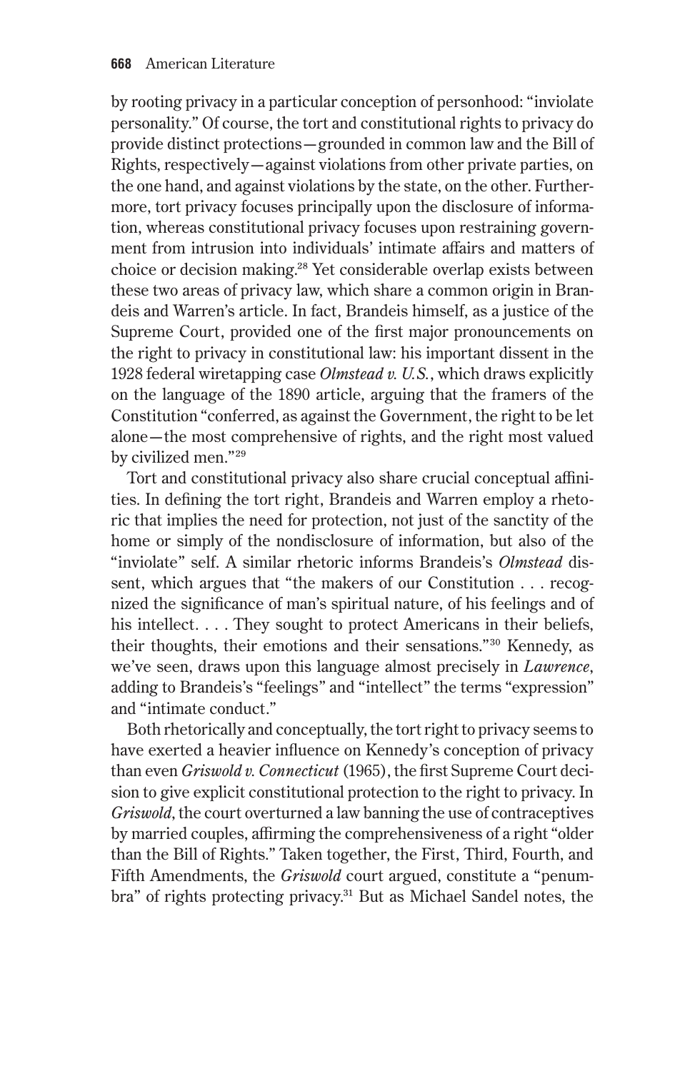by rooting privacy in a particular conception of personhood: "inviolate personality." Of course, the tort and constitutional rights to privacy do provide distinct protections—grounded in common law and the Bill of Rights, respectively—against violations from other private parties, on the one hand, and against violations by the state, on the other. Furthermore, tort privacy focuses principally upon the disclosure of information, whereas constitutional privacy focuses upon restraining government from intrusion into individuals' intimate affairs and matters of choice or decision making.[28] Yet considerable overlap exists between these two areas of privacy law, which share a common origin in Brandeis and Warren's article. In fact, Brandeis himself, as a justice of the Supreme Court, provided one of the first major pronouncements on the right to privacy in constitutional law: his important dissent in the 1928 federal wiretapping case *Olmstead v. U.S.*, which draws explicitly on the language of the 1890 article, arguing that the framers of the Constitution "conferred, as against the Government, the right to be let alone—the most comprehensive of rights, and the right most valued by civilized men."[29]

Tort and constitutional privacy also share crucial conceptual affinities. In defining the tort right, Brandeis and Warren employ a rhetoric that implies the need for protection, not just of the sanctity of the home or simply of the nondisclosure of information, but also of the "inviolate" self. A similar rhetoric informs Brandeis's *Olmstead* dissent, which argues that "the makers of our Constitution . . . recognized the significance of man's spiritual nature, of his feelings and of his intellect. . . . They sought to protect Americans in their beliefs, their thoughts, their emotions and their sensations."[30] Kennedy, as we've seen, draws upon this language almost precisely in *Lawrence*, adding to Brandeis's "feelings" and "intellect" the terms "expression" and "intimate conduct."

Both rhetorically and conceptually, the tort right to privacy seems to have exerted a heavier influence on Kennedy's conception of privacy than even *Griswold v. Connecticut* (1965), the first Supreme Court decision to give explicit constitutional protection to the right to privacy. In *Griswold*, the court overturned a law banning the use of contraceptives by married couples, affirming the comprehensiveness of a right "older than the Bill of Rights." Taken together, the First, Third, Fourth, and Fifth Amendments, the *Griswold* court argued, constitute a "penumbra" of rights protecting privacy.[31] But as Michael Sandel notes, the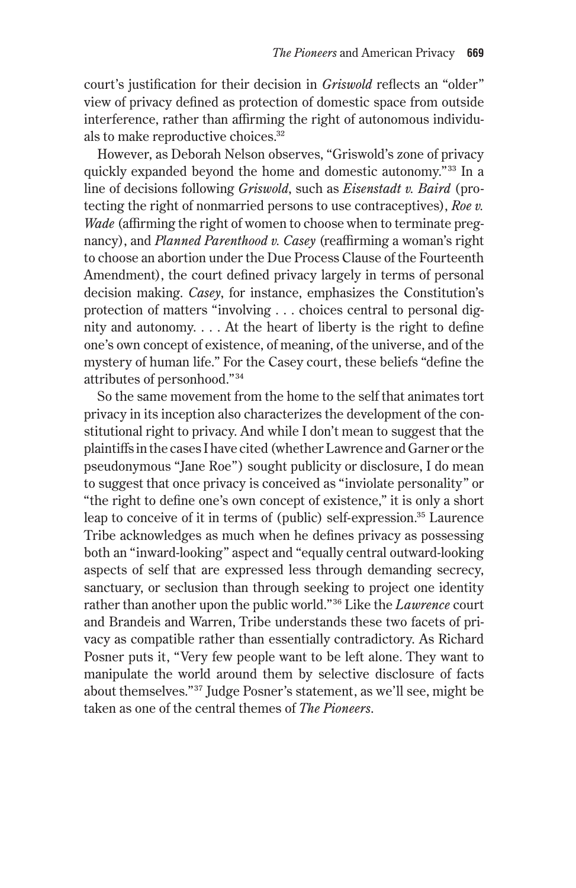court's justification for their decision in *Griswold* reflects an "older" view of privacy defined as protection of domestic space from outside interference, rather than affirming the right of autonomous individuals to make reproductive choices.[32]

However, as Deborah Nelson observes, "Griswold's zone of privacy quickly expanded beyond the home and domestic autonomy."[33] In a line of decisions following *Griswold*, such as *Eisenstadt v. Baird* (protecting the right of nonmarried persons to use contraceptives), *Roe v. Wade* (affirming the right of women to choose when to terminate pregnancy), and *Planned Parenthood v. Casey* (reaffirming a woman's right to choose an abortion under the Due Process Clause of the Fourteenth Amendment), the court defined privacy largely in terms of personal decision making. *Casey*, for instance, emphasizes the Constitution's protection of matters "involving . . . choices central to personal dignity and autonomy. . . . At the heart of liberty is the right to define one's own concept of existence, of meaning, of the universe, and of the mystery of human life." For the Casey court, these beliefs "define the attributes of personhood."[34]

So the same movement from the home to the self that animates tort privacy in its inception also characterizes the development of the constitutional right to privacy. And while I don't mean to suggest that the plaintiffs in the cases I have cited (whether Lawrence and Garner or the pseudonymous "Jane Roe") sought publicity or disclosure, I do mean to suggest that once privacy is conceived as "inviolate personality" or "the right to define one's own concept of existence," it is only a short leap to conceive of it in terms of (public) self-expression.[35] Laurence Tribe acknowledges as much when he defines privacy as possessing both an "inward-looking" aspect and "equally central outward-looking aspects of self that are expressed less through demanding secrecy, sanctuary, or seclusion than through seeking to project one identity rather than another upon the public world."[36] Like the *Lawrence* court and Brandeis and Warren, Tribe understands these two facets of privacy as compatible rather than essentially contradictory. As Richard Posner puts it, "Very few people want to be left alone. They want to manipulate the world around them by selective disclosure of facts about themselves."[37] Judge Posner's statement, as we'll see, might be taken as one of the central themes of *The Pioneers*.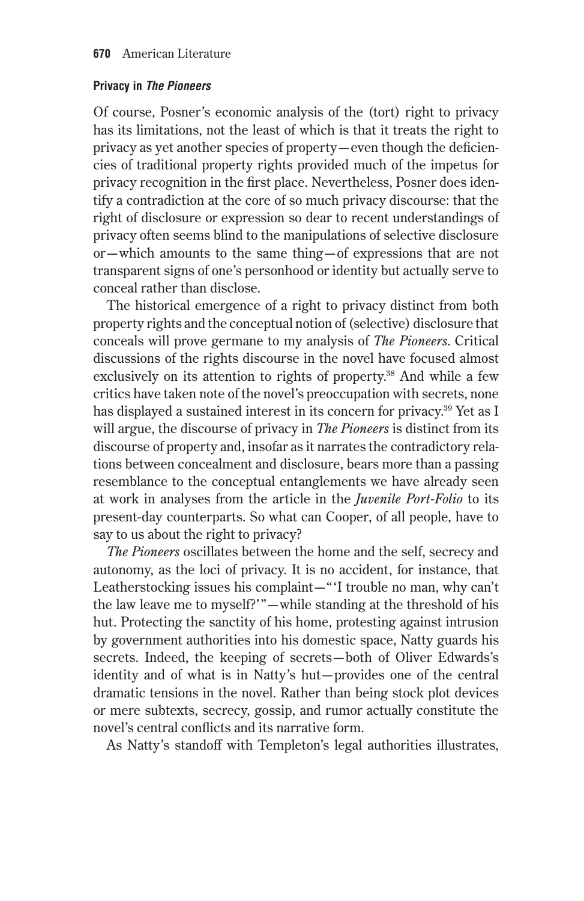### Privacy in *The Pioneers*

Of course, Posner's economic analysis of the (tort) right to privacy has its limitations, not the least of which is that it treats the right to privacy as yet another species of property—even though the deficiencies of traditional property rights provided much of the impetus for privacy recognition in the first place. Nevertheless, Posner does identify a contradiction at the core of so much privacy discourse: that the right of disclosure or expression so dear to recent understandings of privacy often seems blind to the manipulations of selective disclosure or—which amounts to the same thing—of expressions that are not transparent signs of one's personhood or identity but actually serve to conceal rather than disclose.

The historical emergence of a right to privacy distinct from both property rights and the conceptual notion of (selective) disclosure that conceals will prove germane to my analysis of *The Pioneers*. Critical discussions of the rights discourse in the novel have focused almost exclusively on its attention to rights of property.[38] And while a few critics have taken note of the novel's preoccupation with secrets, none has displayed a sustained interest in its concern for privacy.[39] Yet as I will argue, the discourse of privacy in *The Pioneers* is distinct from its discourse of property and, insofar as it narrates the contradictory relations between concealment and disclosure, bears more than a passing resemblance to the conceptual entanglements we have already seen at work in analyses from the article in the *Juvenile Port-Folio* to its present-day counterparts. So what can Cooper, of all people, have to say to us about the right to privacy?

*The Pioneers* oscillates between the home and the self, secrecy and autonomy, as the loci of privacy. It is no accident, for instance, that Leatherstocking issues his complaint—"'I trouble no man, why can't the law leave me to myself?'"—while standing at the threshold of his hut. Protecting the sanctity of his home, protesting against intrusion by government authorities into his domestic space, Natty guards his secrets. Indeed, the keeping of secrets—both of Oliver Edwards's identity and of what is in Natty's hut—provides one of the central dramatic tensions in the novel. Rather than being stock plot devices or mere subtexts, secrecy, gossip, and rumor actually constitute the novel's central conflicts and its narrative form.

As Natty's standoff with Templeton's legal authorities illustrates,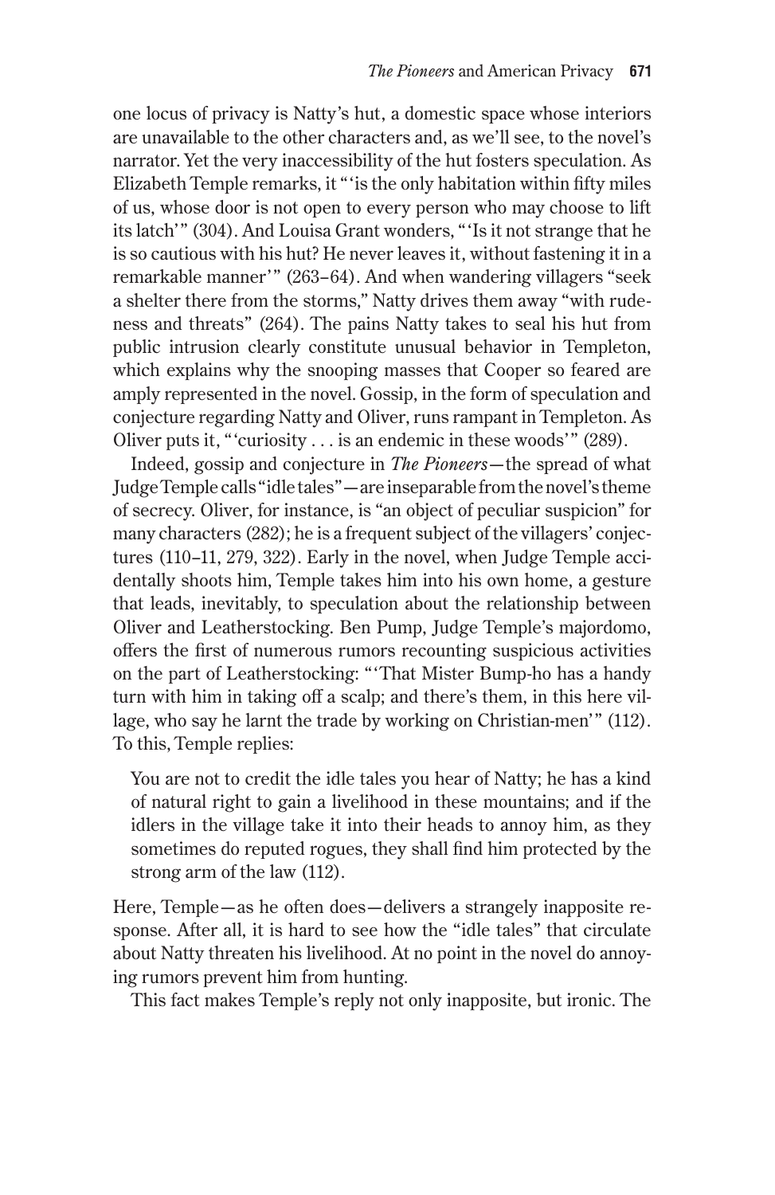one locus of privacy is Natty's hut, a domestic space whose interiors are unavailable to the other characters and, as we'll see, to the novel's narrator. Yet the very inaccessibility of the hut fosters speculation. As Elizabeth Temple remarks, it "'is the only habitation within fifty miles of us, whose door is not open to every person who may choose to lift its latch'" (304). And Louisa Grant wonders, "'Is it not strange that he is so cautious with his hut? He never leaves it, without fastening it in a remarkable manner'" (263–64). And when wandering villagers "seek a shelter there from the storms," Natty drives them away "with rudeness and threats" (264). The pains Natty takes to seal his hut from public intrusion clearly constitute unusual behavior in Templeton, which explains why the snooping masses that Cooper so feared are amply represented in the novel. Gossip, in the form of speculation and conjecture regarding Natty and Oliver, runs rampant in Templeton. As Oliver puts it, "'curiosity . . . is an endemic in these woods'" (289).

Indeed, gossip and conjecture in *The Pioneers*—the spread of what Judge Temple calls "idle tales"—are inseparable from the novel's theme of secrecy. Oliver, for instance, is "an object of peculiar suspicion" for many characters (282); he is a frequent subject of the villagers' conjectures (110–11, 279, 322). Early in the novel, when Judge Temple accidentally shoots him, Temple takes him into his own home, a gesture that leads, inevitably, to speculation about the relationship between Oliver and Leatherstocking. Ben Pump, Judge Temple's majordomo, offers the first of numerous rumors recounting suspicious activities on the part of Leatherstocking: "'That Mister Bump-ho has a handy turn with him in taking off a scalp; and there's them, in this here village, who say he larnt the trade by working on Christian-men'" (112). To this, Temple replies:

> You are not to credit the idle tales you hear of Natty; he has a kind of natural right to gain a livelihood in these mountains; and if the idlers in the village take it into their heads to annoy him, as they sometimes do reputed rogues, they shall find him protected by the strong arm of the law (112).

Here, Temple—as he often does—delivers a strangely inapposite response. After all, it is hard to see how the "idle tales" that circulate about Natty threaten his livelihood. At no point in the novel do annoying rumors prevent him from hunting.

This fact makes Temple's reply not only inapposite, but ironic. The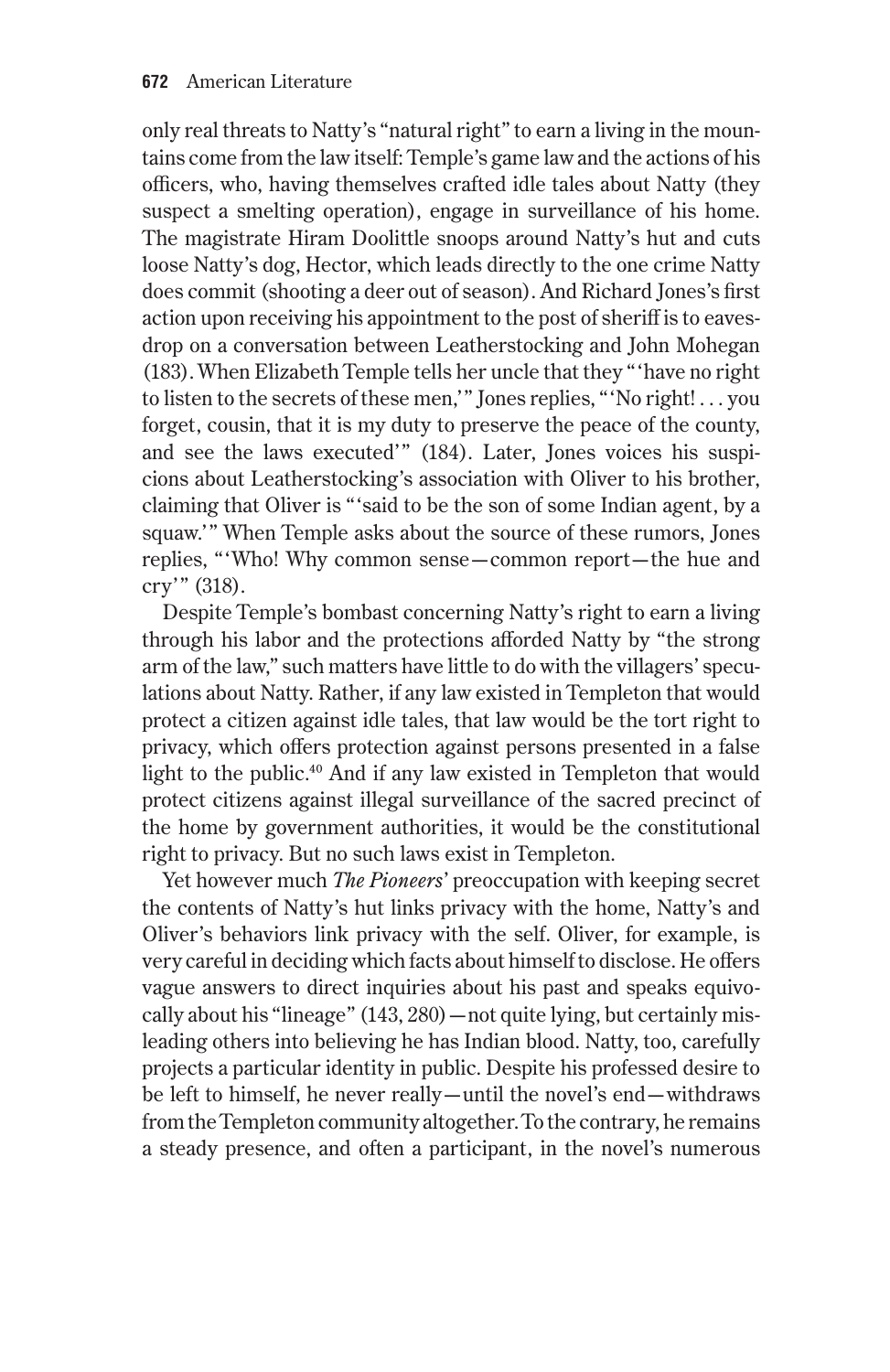only real threats to Natty's "natural right" to earn a living in the mountains come from the law itself: Temple's game law and the actions of his officers, who, having themselves crafted idle tales about Natty (they suspect a smelting operation), engage in surveillance of his home. The magistrate Hiram Doolittle snoops around Natty's hut and cuts loose Natty's dog, Hector, which leads directly to the one crime Natty does commit (shooting a deer out of season). And Richard Jones's first action upon receiving his appointment to the post of sheriff is to eavesdrop on a conversation between Leatherstocking and John Mohegan (183). When Elizabeth Temple tells her uncle that they "'have no right to listen to the secrets of these men,'" Jones replies, "'No right! . . . you forget, cousin, that it is my duty to preserve the peace of the county, and see the laws executed'" (184). Later, Jones voices his suspicions about Leatherstocking's association with Oliver to his brother, claiming that Oliver is "'said to be the son of some Indian agent, by a squaw.'" When Temple asks about the source of these rumors, Jones replies, "'Who! Why common sense—common report—the hue and cry'" (318).

Despite Temple's bombast concerning Natty's right to earn a living through his labor and the protections afforded Natty by "the strong arm of the law," such matters have little to do with the villagers' speculations about Natty. Rather, if any law existed in Templeton that would protect a citizen against idle tales, that law would be the tort right to privacy, which offers protection against persons presented in a false light to the public.[40] And if any law existed in Templeton that would protect citizens against illegal surveillance of the sacred precinct of the home by government authorities, it would be the constitutional right to privacy. But no such laws exist in Templeton.

Yet however much *The Pioneers*' preoccupation with keeping secret the contents of Natty's hut links privacy with the home, Natty's and Oliver's behaviors link privacy with the self. Oliver, for example, is very careful in deciding which facts about himself to disclose. He offers vague answers to direct inquiries about his past and speaks equivocally about his "lineage" (143, 280)—not quite lying, but certainly misleading others into believing he has Indian blood. Natty, too, carefully projects a particular identity in public. Despite his professed desire to be left to himself, he never really—until the novel's end—withdraws from the Templeton community altogether. To the contrary, he remains a steady presence, and often a participant, in the novel's numerous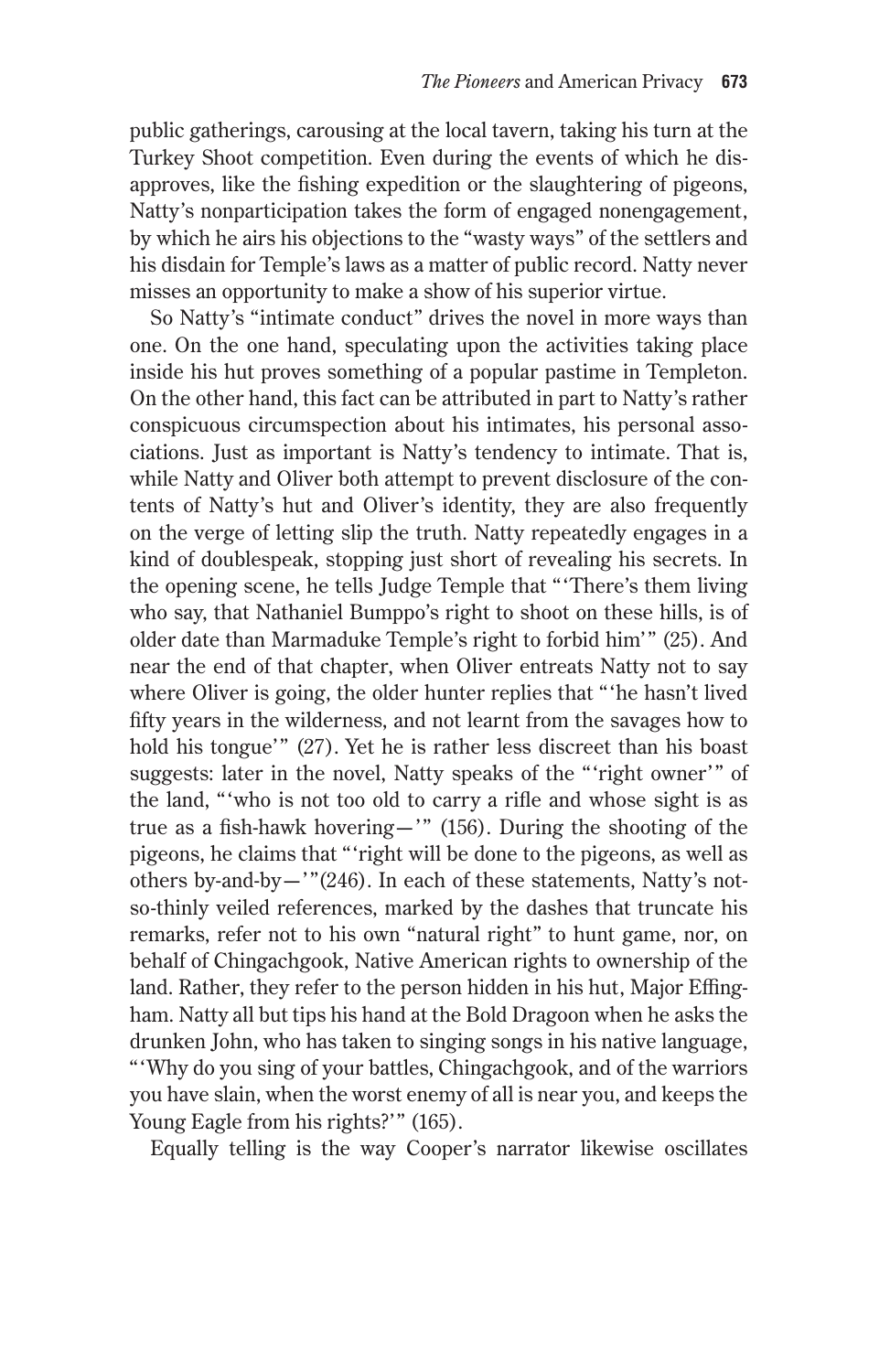public gatherings, carousing at the local tavern, taking his turn at the Turkey Shoot competition. Even during the events of which he disapproves, like the fishing expedition or the slaughtering of pigeons, Natty's nonparticipation takes the form of engaged nonengagement, by which he airs his objections to the "wasty ways" of the settlers and his disdain for Temple's laws as a matter of public record. Natty never misses an opportunity to make a show of his superior virtue.

So Natty's "intimate conduct" drives the novel in more ways than one. On the one hand, speculating upon the activities taking place inside his hut proves something of a popular pastime in Templeton. On the other hand, this fact can be attributed in part to Natty's rather conspicuous circumspection about his intimates, his personal associations. Just as important is Natty's tendency to intimate. That is, while Natty and Oliver both attempt to prevent disclosure of the contents of Natty's hut and Oliver's identity, they are also frequently on the verge of letting slip the truth. Natty repeatedly engages in a kind of doublespeak, stopping just short of revealing his secrets. In the opening scene, he tells Judge Temple that "'There's them living who say, that Nathaniel Bumppo's right to shoot on these hills, is of older date than Marmaduke Temple's right to forbid him'" (25). And near the end of that chapter, when Oliver entreats Natty not to say where Oliver is going, the older hunter replies that "'he hasn't lived fifty years in the wilderness, and not learnt from the savages how to hold his tongue'" (27). Yet he is rather less discreet than his boast suggests: later in the novel, Natty speaks of the "'right owner'" of the land, "'who is not too old to carry a rifle and whose sight is as true as a fish-hawk hovering—'" (156). During the shooting of the pigeons, he claims that "'right will be done to the pigeons, as well as others by-and-by—'"(246). In each of these statements, Natty's not-so-thinly veiled references, marked by the dashes that truncate his remarks, refer not to his own "natural right" to hunt game, nor, on behalf of Chingachgook, Native American rights to ownership of the land. Rather, they refer to the person hidden in his hut, Major Effingham. Natty all but tips his hand at the Bold Dragoon when he asks the drunken John, who has taken to singing songs in his native language, "'Why do you sing of your battles, Chingachgook, and of the warriors you have slain, when the worst enemy of all is near you, and keeps the Young Eagle from his rights?'" (165).

Equally telling is the way Cooper's narrator likewise oscillates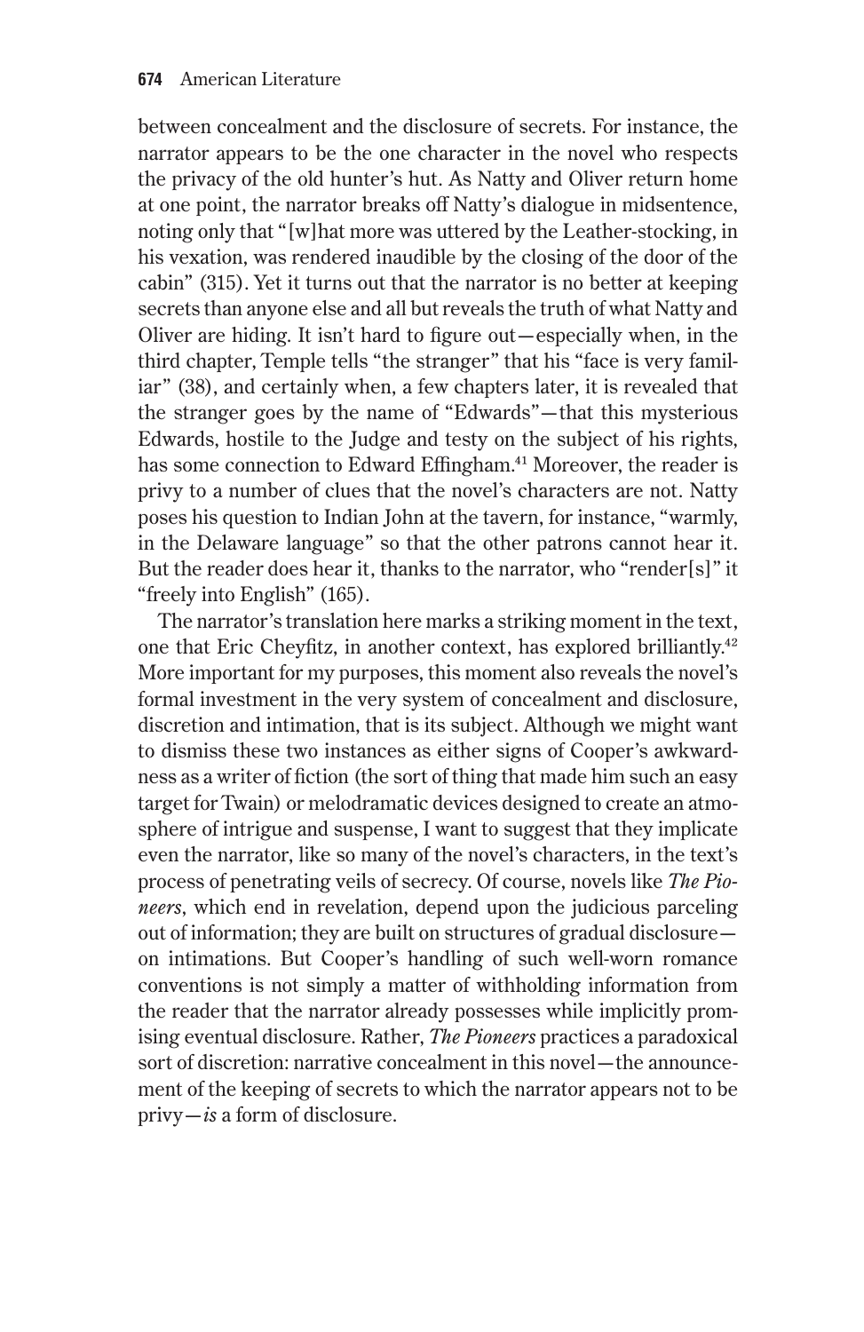between concealment and the disclosure of secrets. For instance, the narrator appears to be the one character in the novel who respects the privacy of the old hunter's hut. As Natty and Oliver return home at one point, the narrator breaks off Natty's dialogue in midsentence, noting only that "[w]hat more was uttered by the Leather-stocking, in his vexation, was rendered inaudible by the closing of the door of the cabin" (315). Yet it turns out that the narrator is no better at keeping secrets than anyone else and all but reveals the truth of what Natty and Oliver are hiding. It isn't hard to figure out—especially when, in the third chapter, Temple tells "the stranger" that his "face is very familiar" (38), and certainly when, a few chapters later, it is revealed that the stranger goes by the name of "Edwards"—that this mysterious Edwards, hostile to the Judge and testy on the subject of his rights, has some connection to Edward Effingham.[41] Moreover, the reader is privy to a number of clues that the novel's characters are not. Natty poses his question to Indian John at the tavern, for instance, "warmly, in the Delaware language" so that the other patrons cannot hear it. But the reader does hear it, thanks to the narrator, who "render[s]" it "freely into English" (165).

The narrator's translation here marks a striking moment in the text, one that Eric Cheyfitz, in another context, has explored brilliantly.[42] More important for my purposes, this moment also reveals the novel's formal investment in the very system of concealment and disclosure, discretion and intimation, that is its subject. Although we might want to dismiss these two instances as either signs of Cooper's awkwardness as a writer of fiction (the sort of thing that made him such an easy target for Twain) or melodramatic devices designed to create an atmosphere of intrigue and suspense, I want to suggest that they implicate even the narrator, like so many of the novel's characters, in the text's process of penetrating veils of secrecy. Of course, novels like *The Pioneers*, which end in revelation, depend upon the judicious parceling out of information; they are built on structures of gradual disclosure—on intimations. But Cooper's handling of such well-worn romance conventions is not simply a matter of withholding information from the reader that the narrator already possesses while implicitly promising eventual disclosure. Rather, *The Pioneers* practices a paradoxical sort of discretion: narrative concealment in this novel—the announcement of the keeping of secrets to which the narrator appears not to be privy—*is* a form of disclosure.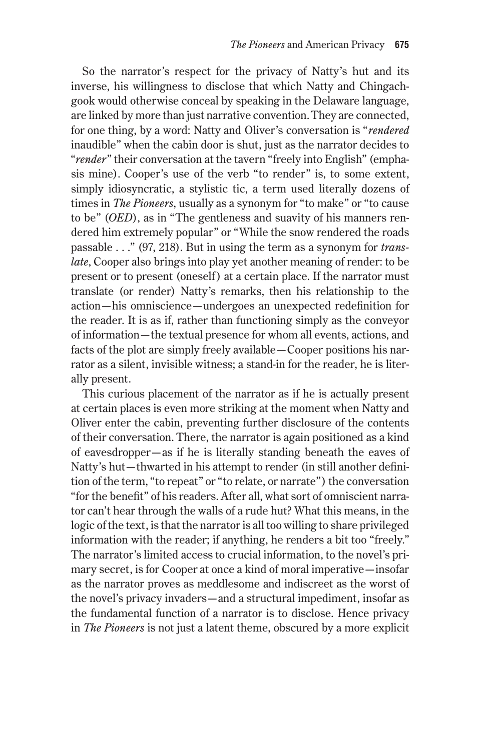So the narrator's respect for the privacy of Natty's hut and its inverse, his willingness to disclose that which Natty and Chingachgook would otherwise conceal by speaking in the Delaware language, are linked by more than just narrative convention. They are connected, for one thing, by a word: Natty and Oliver's conversation is "*rendered* inaudible" when the cabin door is shut, just as the narrator decides to "*render*" their conversation at the tavern "freely into English" (emphasis mine). Cooper's use of the verb "to render" is, to some extent, simply idiosyncratic, a stylistic tic, a term used literally dozens of times in *The Pioneers*, usually as a synonym for "to make" or "to cause to be" (*OED*), as in "The gentleness and suavity of his manners rendered him extremely popular" or "While the snow rendered the roads passable . . ." (97, 218). But in using the term as a synonym for *translate*, Cooper also brings into play yet another meaning of render: to be present or to present (oneself) at a certain place. If the narrator must translate (or render) Natty's remarks, then his relationship to the action—his omniscience—undergoes an unexpected redefinition for the reader. It is as if, rather than functioning simply as the conveyor of information—the textual presence for whom all events, actions, and facts of the plot are simply freely available—Cooper positions his narrator as a silent, invisible witness; a stand-in for the reader, he is literally present.

This curious placement of the narrator as if he is actually present at certain places is even more striking at the moment when Natty and Oliver enter the cabin, preventing further disclosure of the contents of their conversation. There, the narrator is again positioned as a kind of eavesdropper—as if he is literally standing beneath the eaves of Natty's hut—thwarted in his attempt to render (in still another definition of the term, "to repeat" or "to relate, or narrate") the conversation "for the benefit" of his readers. After all, what sort of omniscient narrator can't hear through the walls of a rude hut? What this means, in the logic of the text, is that the narrator is all too willing to share privileged information with the reader; if anything, he renders a bit too "freely." The narrator's limited access to crucial information, to the novel's primary secret, is for Cooper at once a kind of moral imperative—insofar as the narrator proves as meddlesome and indiscreet as the worst of the novel's privacy invaders—and a structural impediment, insofar as the fundamental function of a narrator is to disclose. Hence privacy in *The Pioneers* is not just a latent theme, obscured by a more explicit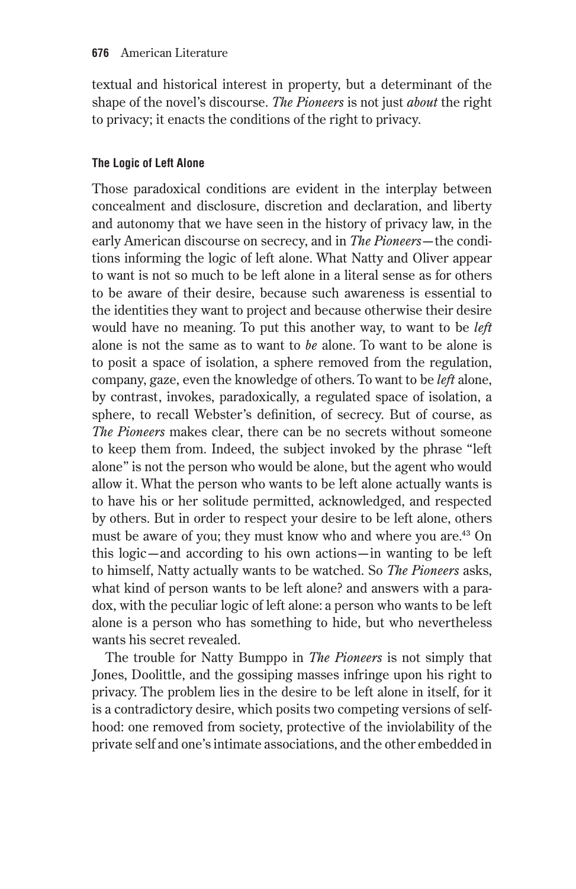textual and historical interest in property, but a determinant of the shape of the novel's discourse. *The Pioneers* is not just *about* the right to privacy; it enacts the conditions of the right to privacy.

#### The Logic of Left Alone

Those paradoxical conditions are evident in the interplay between concealment and disclosure, discretion and declaration, and liberty and autonomy that we have seen in the history of privacy law, in the early American discourse on secrecy, and in *The Pioneers*—the conditions informing the logic of left alone. What Natty and Oliver appear to want is not so much to be left alone in a literal sense as for others to be aware of their desire, because such awareness is essential to the identities they want to project and because otherwise their desire would have no meaning. To put this another way, to want to be *left* alone is not the same as to want to *be* alone. To want to be alone is to posit a space of isolation, a sphere removed from the regulation, company, gaze, even the knowledge of others. To want to be *left* alone, by contrast, invokes, paradoxically, a regulated space of isolation, a sphere, to recall Webster's definition, of secrecy. But of course, as *The Pioneers* makes clear, there can be no secrets without someone to keep them from. Indeed, the subject invoked by the phrase "left alone" is not the person who would be alone, but the agent who would allow it. What the person who wants to be left alone actually wants is to have his or her solitude permitted, acknowledged, and respected by others. But in order to respect your desire to be left alone, others must be aware of you; they must know who and where you are.[43] On this logic—and according to his own actions—in wanting to be left to himself, Natty actually wants to be watched. So *The Pioneers* asks, what kind of person wants to be left alone? and answers with a paradox, with the peculiar logic of left alone: a person who wants to be left alone is a person who has something to hide, but who nevertheless wants his secret revealed.

The trouble for Natty Bumppo in *The Pioneers* is not simply that Jones, Doolittle, and the gossiping masses infringe upon his right to privacy. The problem lies in the desire to be left alone in itself, for it is a contradictory desire, which posits two competing versions of selfhood: one removed from society, protective of the inviolability of the private self and one's intimate associations, and the other embedded in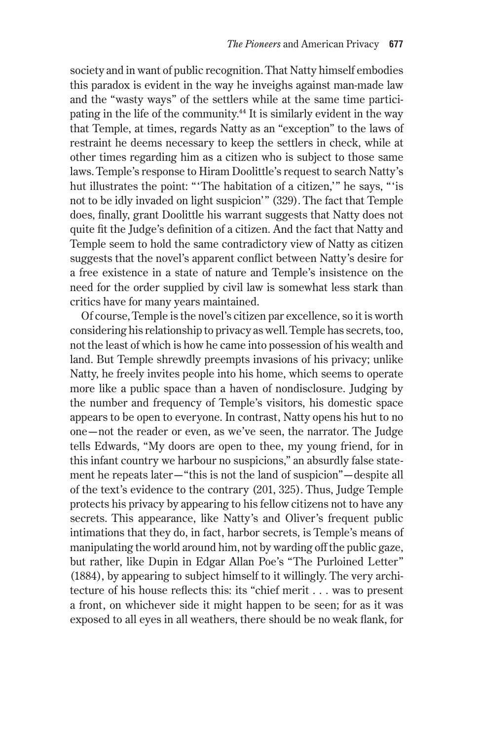society and in want of public recognition. That Natty himself embodies this paradox is evident in the way he inveighs against man-made law and the "wasty ways" of the settlers while at the same time participating in the life of the community.[44] It is similarly evident in the way that Temple, at times, regards Natty as an "exception" to the laws of restraint he deems necessary to keep the settlers in check, while at other times regarding him as a citizen who is subject to those same laws. Temple's response to Hiram Doolittle's request to search Natty's hut illustrates the point: "'The habitation of a citizen,'" he says, "'is not to be idly invaded on light suspicion'" (329). The fact that Temple does, finally, grant Doolittle his warrant suggests that Natty does not quite fit the Judge's definition of a citizen. And the fact that Natty and Temple seem to hold the same contradictory view of Natty as citizen suggests that the novel's apparent conflict between Natty's desire for a free existence in a state of nature and Temple's insistence on the need for the order supplied by civil law is somewhat less stark than critics have for many years maintained.

Of course, Temple is the novel's citizen par excellence, so it is worth considering his relationship to privacy as well. Temple has secrets, too, not the least of which is how he came into possession of his wealth and land. But Temple shrewdly preempts invasions of his privacy; unlike Natty, he freely invites people into his home, which seems to operate more like a public space than a haven of nondisclosure. Judging by the number and frequency of Temple's visitors, his domestic space appears to be open to everyone. In contrast, Natty opens his hut to no one—not the reader or even, as we've seen, the narrator. The Judge tells Edwards, "My doors are open to thee, my young friend, for in this infant country we harbour no suspicions," an absurdly false statement he repeats later—"this is not the land of suspicion"—despite all of the text's evidence to the contrary (201, 325). Thus, Judge Temple protects his privacy by appearing to his fellow citizens not to have any secrets. This appearance, like Natty's and Oliver's frequent public intimations that they do, in fact, harbor secrets, is Temple's means of manipulating the world around him, not by warding off the public gaze, but rather, like Dupin in Edgar Allan Poe's "The Purloined Letter" (1884), by appearing to subject himself to it willingly. The very architecture of his house reflects this: its "chief merit . . . was to present a front, on whichever side it might happen to be seen; for as it was exposed to all eyes in all weathers, there should be no weak flank, for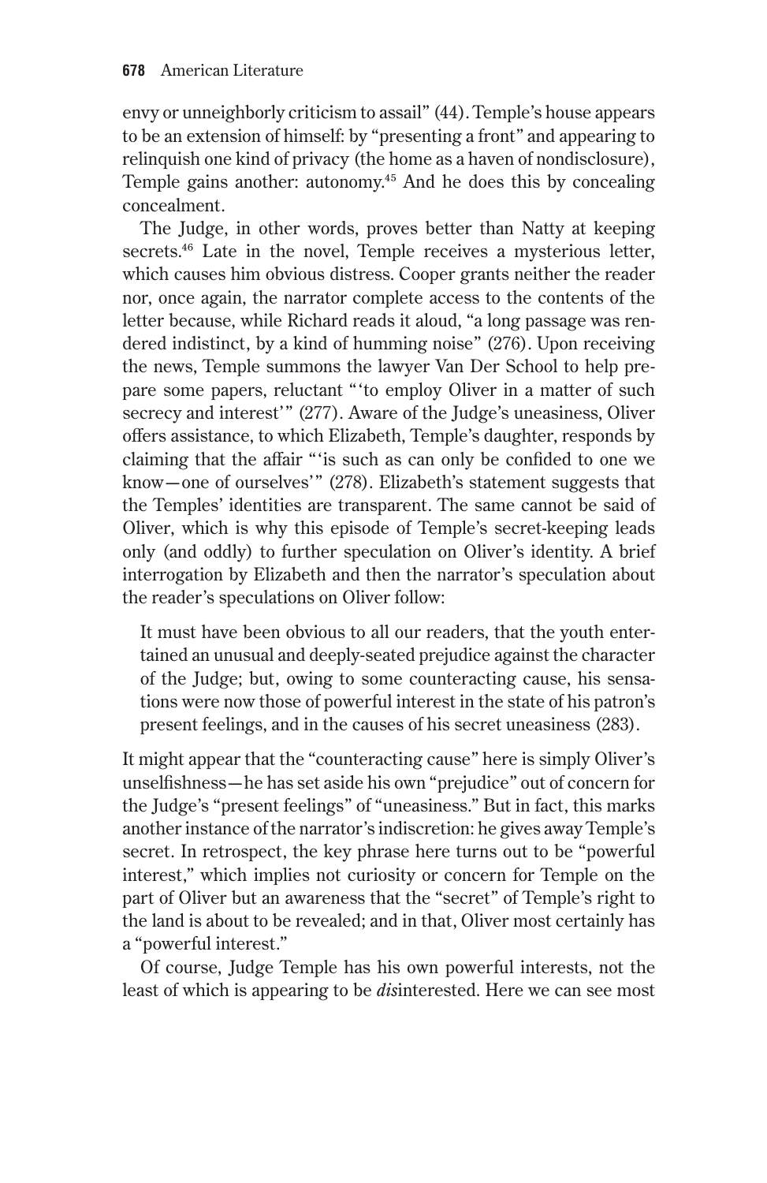envy or unneighborly criticism to assail" (44). Temple's house appears to be an extension of himself: by "presenting a front" and appearing to relinquish one kind of privacy (the home as a haven of nondisclosure), Temple gains another: autonomy.[45] And he does this by concealing concealment.

The Judge, in other words, proves better than Natty at keeping secrets.[46] Late in the novel, Temple receives a mysterious letter, which causes him obvious distress. Cooper grants neither the reader nor, once again, the narrator complete access to the contents of the letter because, while Richard reads it aloud, "a long passage was rendered indistinct, by a kind of humming noise" (276). Upon receiving the news, Temple summons the lawyer Van Der School to help prepare some papers, reluctant "'to employ Oliver in a matter of such secrecy and interest'" (277). Aware of the Judge's uneasiness, Oliver offers assistance, to which Elizabeth, Temple's daughter, responds by claiming that the affair "'is such as can only be confided to one we know—one of ourselves'" (278). Elizabeth's statement suggests that the Temples' identities are transparent. The same cannot be said of Oliver, which is why this episode of Temple's secret-keeping leads only (and oddly) to further speculation on Oliver's identity. A brief interrogation by Elizabeth and then the narrator's speculation about the reader's speculations on Oliver follow:

> It must have been obvious to all our readers, that the youth entertained an unusual and deeply-seated prejudice against the character of the Judge; but, owing to some counteracting cause, his sensations were now those of powerful interest in the state of his patron's present feelings, and in the causes of his secret uneasiness (283).

It might appear that the "counteracting cause" here is simply Oliver's unselfishness—he has set aside his own "prejudice" out of concern for the Judge's "present feelings" of "uneasiness." But in fact, this marks another instance of the narrator's indiscretion: he gives away Temple's secret. In retrospect, the key phrase here turns out to be "powerful interest," which implies not curiosity or concern for Temple on the part of Oliver but an awareness that the "secret" of Temple's right to the land is about to be revealed; and in that, Oliver most certainly has a "powerful interest."

Of course, Judge Temple has his own powerful interests, not the least of which is appearing to be *dis*interested. Here we can see most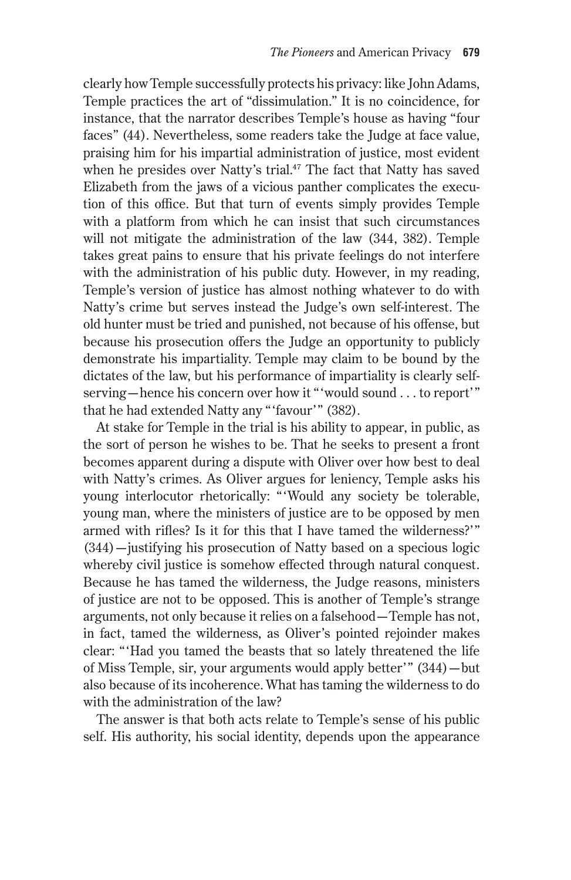clearly how Temple successfully protects his privacy: like John Adams, Temple practices the art of "dissimulation." It is no coincidence, for instance, that the narrator describes Temple's house as having "four faces" (44). Nevertheless, some readers take the Judge at face value, praising him for his impartial administration of justice, most evident when he presides over Natty's trial.[47] The fact that Natty has saved Elizabeth from the jaws of a vicious panther complicates the execution of this office. But that turn of events simply provides Temple with a platform from which he can insist that such circumstances will not mitigate the administration of the law (344, 382). Temple takes great pains to ensure that his private feelings do not interfere with the administration of his public duty. However, in my reading, Temple's version of justice has almost nothing whatever to do with Natty's crime but serves instead the Judge's own self-interest. The old hunter must be tried and punished, not because of his offense, but because his prosecution offers the Judge an opportunity to publicly demonstrate his impartiality. Temple may claim to be bound by the dictates of the law, but his performance of impartiality is clearly self-serving—hence his concern over how it "'would sound . . . to report'" that he had extended Natty any "'favour'" (382).

At stake for Temple in the trial is his ability to appear, in public, as the sort of person he wishes to be. That he seeks to present a front becomes apparent during a dispute with Oliver over how best to deal with Natty's crimes. As Oliver argues for leniency, Temple asks his young interlocutor rhetorically: "'Would any society be tolerable, young man, where the ministers of justice are to be opposed by men armed with rifles? Is it for this that I have tamed the wilderness?'" (344)—justifying his prosecution of Natty based on a specious logic whereby civil justice is somehow effected through natural conquest. Because he has tamed the wilderness, the Judge reasons, ministers of justice are not to be opposed. This is another of Temple's strange arguments, not only because it relies on a falsehood—Temple has not, in fact, tamed the wilderness, as Oliver's pointed rejoinder makes clear: "'Had you tamed the beasts that so lately threatened the life of Miss Temple, sir, your arguments would apply better'" (344)—but also because of its incoherence. What has taming the wilderness to do with the administration of the law?

The answer is that both acts relate to Temple's sense of his public self. His authority, his social identity, depends upon the appearance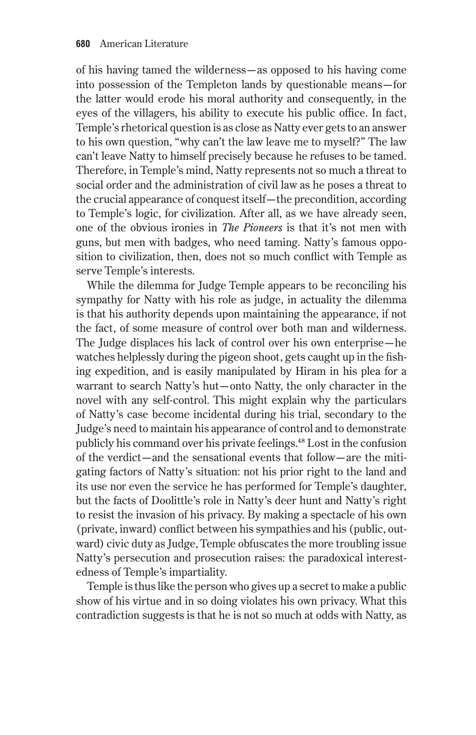of his having tamed the wilderness—as opposed to his having come into possession of the Templeton lands by questionable means—for the latter would erode his moral authority and consequently, in the eyes of the villagers, his ability to execute his public office. In fact, Temple's rhetorical question is as close as Natty ever gets to an answer to his own question, "why can't the law leave me to myself?" The law can't leave Natty to himself precisely because he refuses to be tamed. Therefore, in Temple's mind, Natty represents not so much a threat to social order and the administration of civil law as he poses a threat to the crucial appearance of conquest itself—the precondition, according to Temple's logic, for civilization. After all, as we have already seen, one of the obvious ironies in *The Pioneers* is that it's not men with guns, but men with badges, who need taming. Natty's famous opposition to civilization, then, does not so much conflict with Temple as serve Temple's interests.

While the dilemma for Judge Temple appears to be reconciling his sympathy for Natty with his role as judge, in actuality the dilemma is that his authority depends upon maintaining the appearance, if not the fact, of some measure of control over both man and wilderness. The Judge displaces his lack of control over his own enterprise—he watches helplessly during the pigeon shoot, gets caught up in the fishing expedition, and is easily manipulated by Hiram in his plea for a warrant to search Natty's hut—onto Natty, the only character in the novel with any self-control. This might explain why the particulars of Natty's case become incidental during his trial, secondary to the Judge's need to maintain his appearance of control and to demonstrate publicly his command over his private feelings.[48] Lost in the confusion of the verdict—and the sensational events that follow—are the mitigating factors of Natty's situation: not his prior right to the land and its use nor even the service he has performed for Temple's daughter, but the facts of Doolittle's role in Natty's deer hunt and Natty's right to resist the invasion of his privacy. By making a spectacle of his own (private, inward) conflict between his sympathies and his (public, outward) civic duty as Judge, Temple obfuscates the more troubling issue Natty's persecution and prosecution raises: the paradoxical interestedness of Temple's impartiality.

Temple is thus like the person who gives up a secret to make a public show of his virtue and in so doing violates his own privacy. What this contradiction suggests is that he is not so much at odds with Natty, as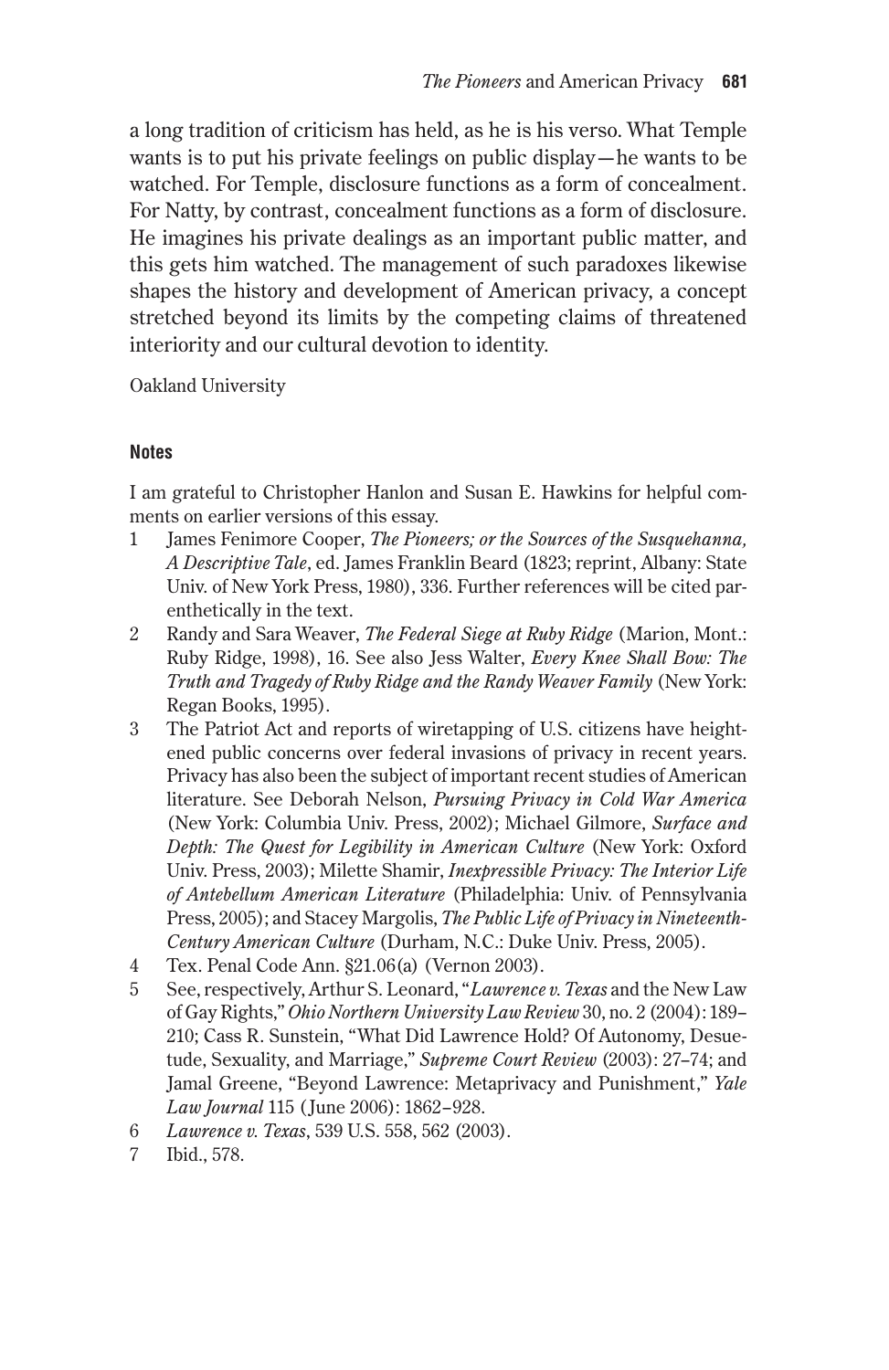a long tradition of criticism has held, as he is his verso. What Temple wants is to put his private feelings on public display—he wants to be watched. For Temple, disclosure functions as a form of concealment. For Natty, by contrast, concealment functions as a form of disclosure. He imagines his private dealings as an important public matter, and this gets him watched. The management of such paradoxes likewise shapes the history and development of American privacy, a concept stretched beyond its limits by the competing claims of threatened interiority and our cultural devotion to identity.

Oakland University

#### Notes

I am grateful to Christopher Hanlon and Susan E. Hawkins for helpful comments on earlier versions of this essay.

1 James Fenimore Cooper, *The Pioneers; or the Sources of the Susquehanna, A Descriptive Tale*, ed. James Franklin Beard (1823; reprint, Albany: State Univ. of New York Press, 1980), 336. Further references will be cited parenthetically in the text.

2 Randy and Sara Weaver, *The Federal Siege at Ruby Ridge* (Marion, Mont.: Ruby Ridge, 1998), 16. See also Jess Walter, *Every Knee Shall Bow: The Truth and Tragedy of Ruby Ridge and the Randy Weaver Family* (New York: Regan Books, 1995).

3 The Patriot Act and reports of wiretapping of U.S. citizens have heightened public concerns over federal invasions of privacy in recent years. Privacy has also been the subject of important recent studies of American literature. See Deborah Nelson, *Pursuing Privacy in Cold War America* (New York: Columbia Univ. Press, 2002); Michael Gilmore, *Surface and Depth: The Quest for Legibility in American Culture* (New York: Oxford Univ. Press, 2003); Milette Shamir, *Inexpressible Privacy: The Interior Life of Antebellum American Literature* (Philadelphia: Univ. of Pennsylvania Press, 2005); and Stacey Margolis, *The Public Life of Privacy in Nineteenth-Century American Culture* (Durham, N.C.: Duke Univ. Press, 2005).

4 Tex. Penal Code Ann. §21.06(a) (Vernon 2003).

5 See, respectively, Arthur S. Leonard, "*Lawrence v. Texas* and the New Law of Gay Rights," *Ohio Northern University Law Review* 30, no. 2 (2004): 189–210; Cass R. Sunstein, "What Did Lawrence Hold? Of Autonomy, Desuetude, Sexuality, and Marriage," *Supreme Court Review* (2003): 27–74; and Jamal Greene, "Beyond Lawrence: Metaprivacy and Punishment," *Yale Law Journal* 115 (June 2006): 1862–928.

6 *Lawrence v. Texas*, 539 U.S. 558, 562 (2003).

7 Ibid., 578.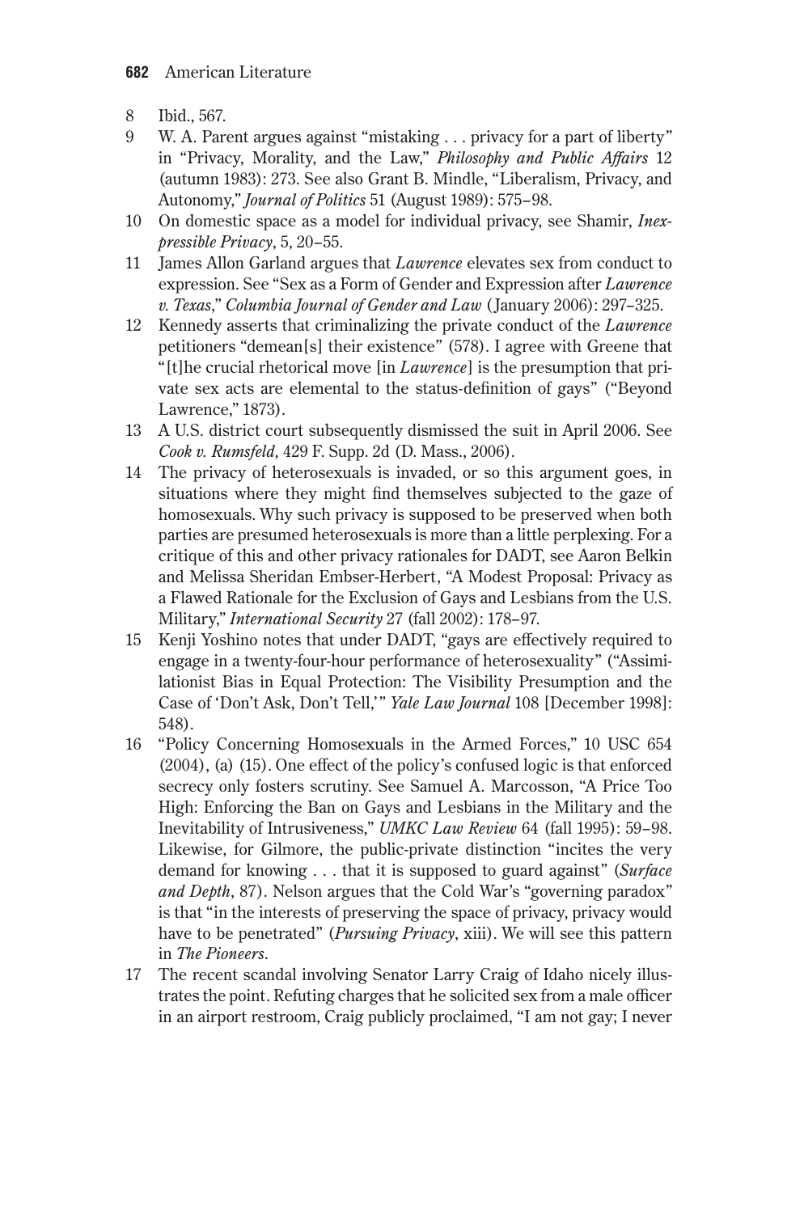8 Ibid., 567.

9 W. A. Parent argues against "mistaking . . . privacy for a part of liberty" in "Privacy, Morality, and the Law," *Philosophy and Public Affairs* 12 (autumn 1983): 273. See also Grant B. Mindle, "Liberalism, Privacy, and Autonomy," *Journal of Politics* 51 (August 1989): 575–98.

10 On domestic space as a model for individual privacy, see Shamir, *Inexpressible Privacy*, 5, 20–55.

11 James Allon Garland argues that *Lawrence* elevates sex from conduct to expression. See "Sex as a Form of Gender and Expression after *Lawrence v. Texas*," *Columbia Journal of Gender and Law* (January 2006): 297–325.

12 Kennedy asserts that criminalizing the private conduct of the *Lawrence* petitioners "demean[s] their existence" (578). I agree with Greene that "[t]he crucial rhetorical move [in *Lawrence*] is the presumption that private sex acts are elemental to the status-definition of gays" ("Beyond Lawrence," 1873).

13 A U.S. district court subsequently dismissed the suit in April 2006. See *Cook v. Rumsfeld*, 429 F. Supp. 2d (D. Mass., 2006).

14 The privacy of heterosexuals is invaded, or so this argument goes, in situations where they might find themselves subjected to the gaze of homosexuals. Why such privacy is supposed to be preserved when both parties are presumed heterosexuals is more than a little perplexing. For a critique of this and other privacy rationales for DADT, see Aaron Belkin and Melissa Sheridan Embser-Herbert, "A Modest Proposal: Privacy as a Flawed Rationale for the Exclusion of Gays and Lesbians from the U.S. Military," *International Security* 27 (fall 2002): 178–97.

15 Kenji Yoshino notes that under DADT, "gays are effectively required to engage in a twenty-four-hour performance of heterosexuality" ("Assimilationist Bias in Equal Protection: The Visibility Presumption and the Case of 'Don't Ask, Don't Tell,'" *Yale Law Journal* 108 [December 1998]: 548).

16 "Policy Concerning Homosexuals in the Armed Forces," 10 USC 654 (2004), (a) (15). One effect of the policy's confused logic is that enforced secrecy only fosters scrutiny. See Samuel A. Marcosson, "A Price Too High: Enforcing the Ban on Gays and Lesbians in the Military and the Inevitability of Intrusiveness," *UMKC Law Review* 64 (fall 1995): 59–98. Likewise, for Gilmore, the public-private distinction "incites the very demand for knowing . . . that it is supposed to guard against" (*Surface and Depth*, 87). Nelson argues that the Cold War's "governing paradox" is that "in the interests of preserving the space of privacy, privacy would have to be penetrated" (*Pursuing Privacy*, xiii). We will see this pattern in *The Pioneers*.

17 The recent scandal involving Senator Larry Craig of Idaho nicely illustrates the point. Refuting charges that he solicited sex from a male officer in an airport restroom, Craig publicly proclaimed, "I am not gay; I never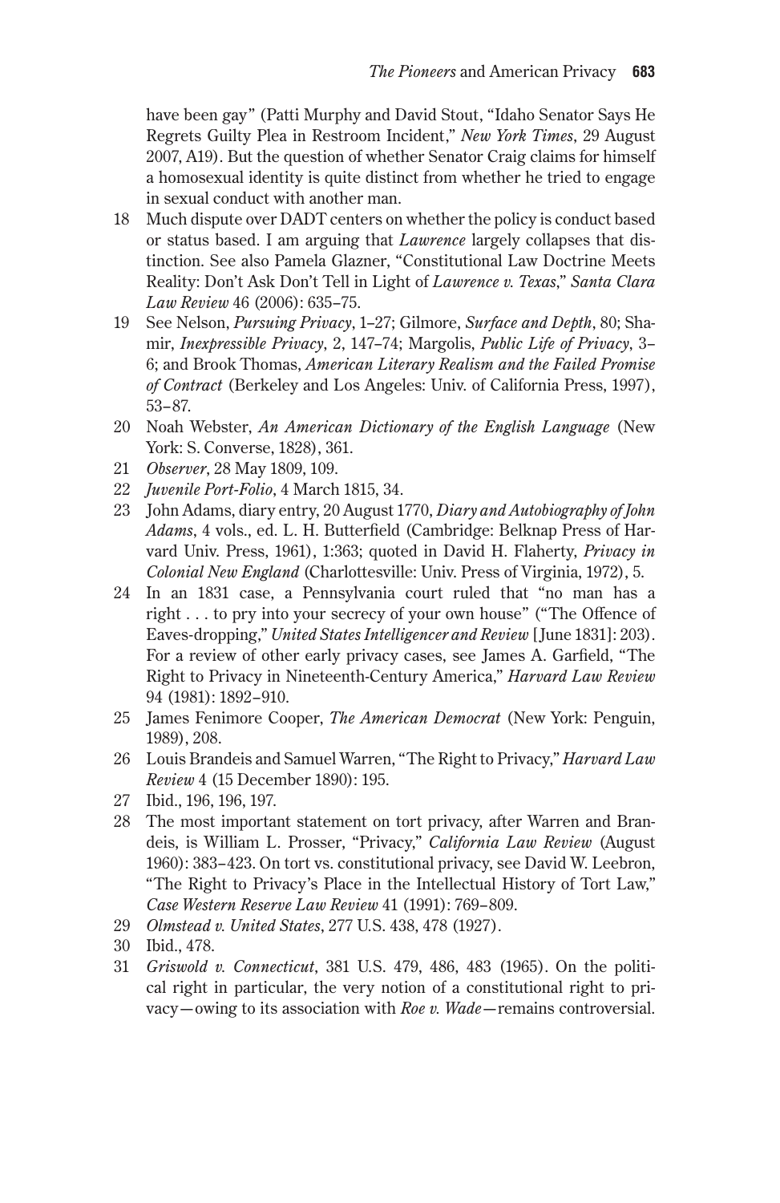have been gay" (Patti Murphy and David Stout, "Idaho Senator Says He Regrets Guilty Plea in Restroom Incident," *New York Times*, 29 August 2007, A19). But the question of whether Senator Craig claims for himself a homosexual identity is quite distinct from whether he tried to engage in sexual conduct with another man.

18 Much dispute over DADT centers on whether the policy is conduct based or status based. I am arguing that *Lawrence* largely collapses that distinction. See also Pamela Glazner, "Constitutional Law Doctrine Meets Reality: Don't Ask Don't Tell in Light of *Lawrence v. Texas*," *Santa Clara Law Review* 46 (2006): 635–75.

19 See Nelson, *Pursuing Privacy*, 1–27; Gilmore, *Surface and Depth*, 80; Shamir, *Inexpressible Privacy*, 2, 147–74; Margolis, *Public Life of Privacy*, 3–6; and Brook Thomas, *American Literary Realism and the Failed Promise of Contract* (Berkeley and Los Angeles: Univ. of California Press, 1997), 53–87.

20 Noah Webster, *An American Dictionary of the English Language* (New York: S. Converse, 1828), 361.

21 *Observer*, 28 May 1809, 109.

22 *Juvenile Port-Folio*, 4 March 1815, 34.

23 John Adams, diary entry, 20 August 1770, *Diary and Autobiography of John Adams*, 4 vols., ed. L. H. Butterfield (Cambridge: Belknap Press of Harvard Univ. Press, 1961), 1:363; quoted in David H. Flaherty, *Privacy in Colonial New England* (Charlottesville: Univ. Press of Virginia, 1972), 5.

24 In an 1831 case, a Pennsylvania court ruled that "no man has a right . . . to pry into your secrecy of your own house" ("The Offence of Eaves-dropping," *United States Intelligencer and Review* [June 1831]: 203). For a review of other early privacy cases, see James A. Garfield, "The Right to Privacy in Nineteenth-Century America," *Harvard Law Review* 94 (1981): 1892–910.

25 James Fenimore Cooper, *The American Democrat* (New York: Penguin, 1989), 208.

26 Louis Brandeis and Samuel Warren, "The Right to Privacy," *Harvard Law Review* 4 (15 December 1890): 195.

27 Ibid., 196, 196, 197.

28 The most important statement on tort privacy, after Warren and Brandeis, is William L. Prosser, "Privacy," *California Law Review* (August 1960): 383–423. On tort vs. constitutional privacy, see David W. Leebron, "The Right to Privacy's Place in the Intellectual History of Tort Law," *Case Western Reserve Law Review* 41 (1991): 769–809.

29 *Olmstead v. United States*, 277 U.S. 438, 478 (1927).

30 Ibid., 478.

31 *Griswold v. Connecticut*, 381 U.S. 479, 486, 483 (1965). On the political right in particular, the very notion of a constitutional right to privacy—owing to its association with *Roe v. Wade*—remains controversial.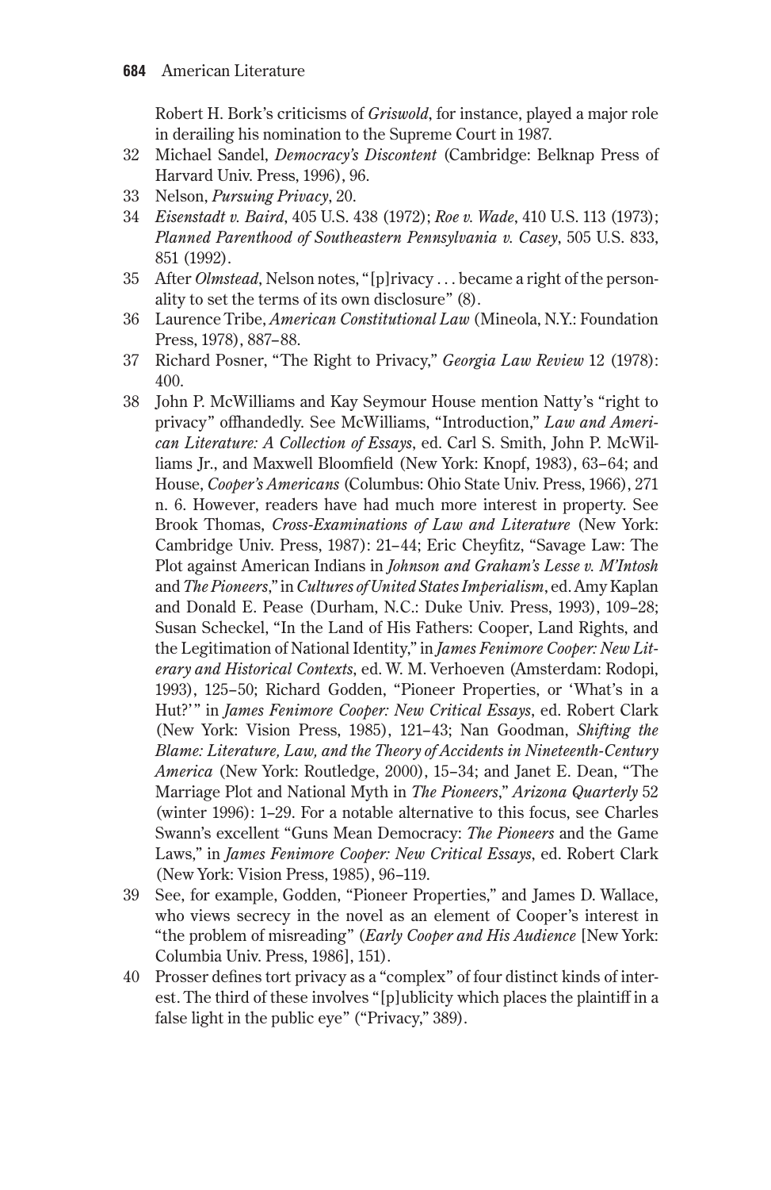Robert H. Bork's criticisms of *Griswold*, for instance, played a major role in derailing his nomination to the Supreme Court in 1987.

32 Michael Sandel, *Democracy's Discontent* (Cambridge: Belknap Press of Harvard Univ. Press, 1996), 96.

33 Nelson, *Pursuing Privacy*, 20.

34 *Eisenstadt v. Baird*, 405 U.S. 438 (1972); *Roe v. Wade*, 410 U.S. 113 (1973); *Planned Parenthood of Southeastern Pennsylvania v. Casey*, 505 U.S. 833, 851 (1992).

35 After *Olmstead*, Nelson notes, "[p]rivacy . . . became a right of the personality to set the terms of its own disclosure" (8).

36 Laurence Tribe, *American Constitutional Law* (Mineola, N.Y.: Foundation Press, 1978), 887–88.

37 Richard Posner, "The Right to Privacy," *Georgia Law Review* 12 (1978): 400.

38 John P. McWilliams and Kay Seymour House mention Natty's "right to privacy" offhandedly. See McWilliams, "Introduction," *Law and American Literature: A Collection of Essays*, ed. Carl S. Smith, John P. McWilliams Jr., and Maxwell Bloomfield (New York: Knopf, 1983), 63–64; and House, *Cooper's Americans* (Columbus: Ohio State Univ. Press, 1966), 271 n. 6. However, readers have had much more interest in property. See Brook Thomas, *Cross-Examinations of Law and Literature* (New York: Cambridge Univ. Press, 1987): 21–44; Eric Cheyfitz, "Savage Law: The Plot against American Indians in *Johnson and Graham's Lesse v. M'Intosh* and *The Pioneers*," in *Cultures of United States Imperialism*, ed. Amy Kaplan and Donald E. Pease (Durham, N.C.: Duke Univ. Press, 1993), 109–28; Susan Scheckel, "In the Land of His Fathers: Cooper, Land Rights, and the Legitimation of National Identity," in *James Fenimore Cooper: New Literary and Historical Contexts*, ed. W. M. Verhoeven (Amsterdam: Rodopi, 1993), 125–50; Richard Godden, "Pioneer Properties, or 'What's in a Hut?'" in *James Fenimore Cooper: New Critical Essays*, ed. Robert Clark (New York: Vision Press, 1985), 121–43; Nan Goodman, *Shifting the Blame: Literature, Law, and the Theory of Accidents in Nineteenth-Century America* (New York: Routledge, 2000), 15–34; and Janet E. Dean, "The Marriage Plot and National Myth in *The Pioneers*," *Arizona Quarterly* 52 (winter 1996): 1–29. For a notable alternative to this focus, see Charles Swann's excellent "Guns Mean Democracy: *The Pioneers* and the Game Laws," in *James Fenimore Cooper: New Critical Essays*, ed. Robert Clark (New York: Vision Press, 1985), 96–119.

39 See, for example, Godden, "Pioneer Properties," and James D. Wallace, who views secrecy in the novel as an element of Cooper's interest in "the problem of misreading" (*Early Cooper and His Audience* [New York: Columbia Univ. Press, 1986], 151).

40 Prosser defines tort privacy as a "complex" of four distinct kinds of interest. The third of these involves "[p]ublicity which places the plaintiff in a false light in the public eye" ("Privacy," 389).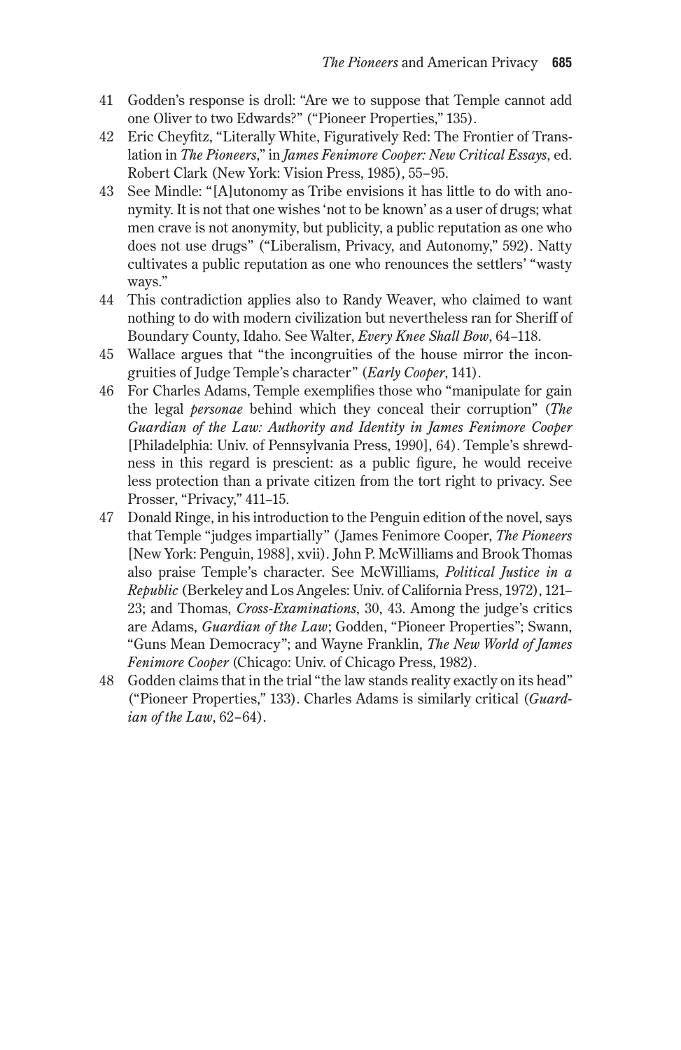41 Godden's response is droll: "Are we to suppose that Temple cannot add one Oliver to two Edwards?" ("Pioneer Properties," 135).

42 Eric Cheyfitz, "Literally White, Figuratively Red: The Frontier of Translation in *The Pioneers*," in *James Fenimore Cooper: New Critical Essays*, ed. Robert Clark (New York: Vision Press, 1985), 55–95.

43 See Mindle: "[A]utonomy as Tribe envisions it has little to do with anonymity. It is not that one wishes 'not to be known' as a user of drugs; what men crave is not anonymity, but publicity, a public reputation as one who does not use drugs" ("Liberalism, Privacy, and Autonomy," 592). Natty cultivates a public reputation as one who renounces the settlers' "wasty ways."

44 This contradiction applies also to Randy Weaver, who claimed to want nothing to do with modern civilization but nevertheless ran for Sheriff of Boundary County, Idaho. See Walter, *Every Knee Shall Bow*, 64–118.

45 Wallace argues that "the incongruities of the house mirror the incongruities of Judge Temple's character" (*Early Cooper*, 141).

46 For Charles Adams, Temple exemplifies those who "manipulate for gain the legal *personae* behind which they conceal their corruption" (*The Guardian of the Law: Authority and Identity in James Fenimore Cooper* [Philadelphia: Univ. of Pennsylvania Press, 1990], 64). Temple's shrewdness in this regard is prescient: as a public figure, he would receive less protection than a private citizen from the tort right to privacy. See Prosser, "Privacy," 411–15.

47 Donald Ringe, in his introduction to the Penguin edition of the novel, says that Temple "judges impartially" (James Fenimore Cooper, *The Pioneers* [New York: Penguin, 1988], xvii). John P. McWilliams and Brook Thomas also praise Temple's character. See McWilliams, *Political Justice in a Republic* (Berkeley and Los Angeles: Univ. of California Press, 1972), 121–23; and Thomas, *Cross-Examinations*, 30, 43. Among the judge's critics are Adams, *Guardian of the Law*; Godden, "Pioneer Properties"; Swann, "Guns Mean Democracy"; and Wayne Franklin, *The New World of James Fenimore Cooper* (Chicago: Univ. of Chicago Press, 1982).

48 Godden claims that in the trial "the law stands reality exactly on its head" ("Pioneer Properties," 133). Charles Adams is similarly critical (*Guardian of the Law*, 62–64).